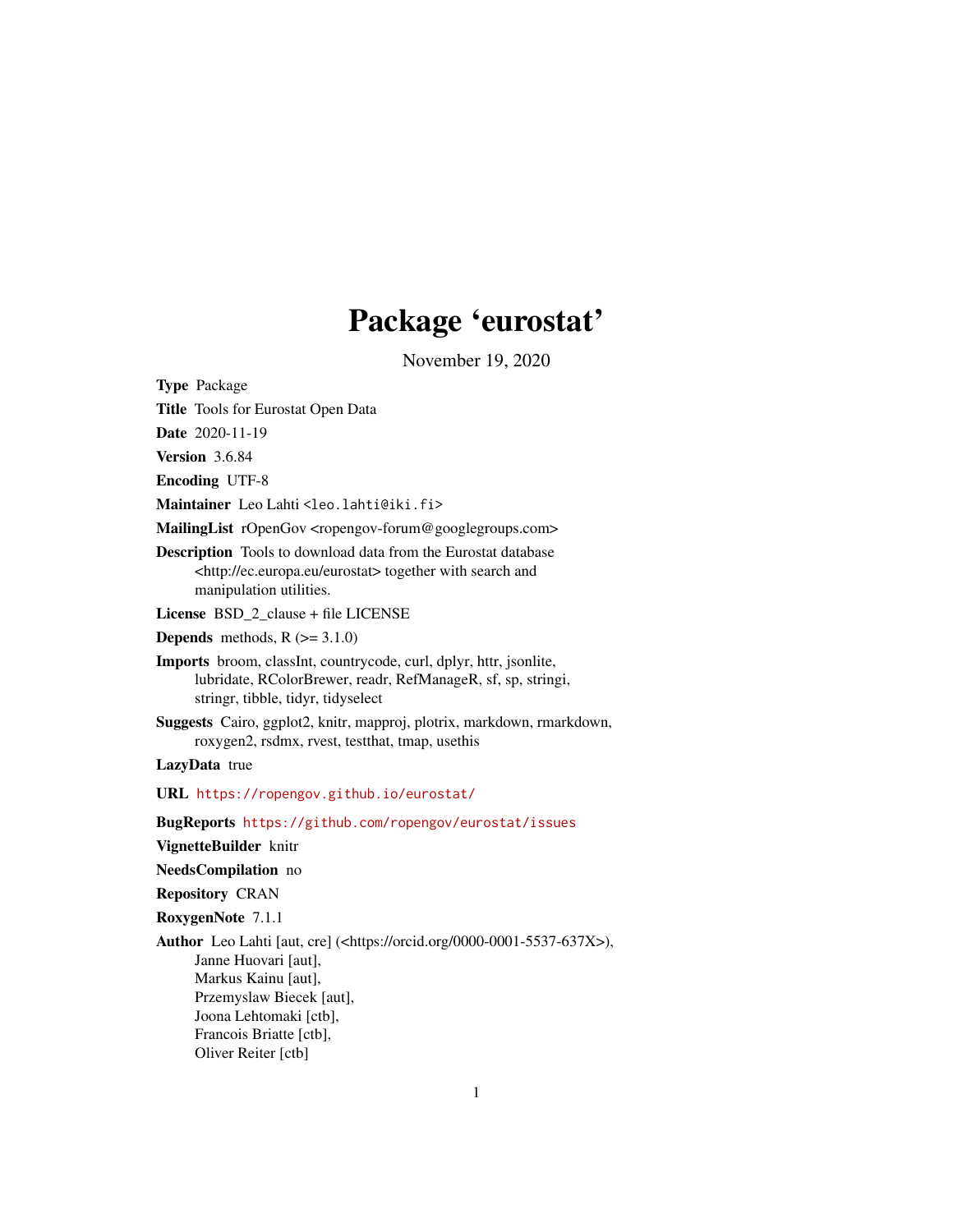# Package 'eurostat'

November 19, 2020

**Type** Package

**Title** Tools for Eurostat Open Data

**Date** 2020-11-19

**Version** 3.6.84

**Encoding** UTF-8

**Maintainer** Leo Lahti <leo.lahti@iki.fi>

**MailingList** rOpenGov <ropengov-forum@googlegroups.com>

**Description** Tools to download data from the Eurostat database <http://ec.europa.eu/eurostat> together with search and manipulation utilities.

**License** BSD_2_clause + file LICENSE

**Depends** methods, R (>= 3.1.0)

**Imports** broom, classInt, countrycode, curl, dplyr, httr, jsonlite, lubridate, RColorBrewer, readr, RefManageR, sf, sp, stringi, stringr, tibble, tidyr, tidyselect

**Suggests** Cairo, ggplot2, knitr, mapproj, plotrix, markdown, rmarkdown, roxygen2, rsdmx, rvest, testthat, tmap, usethis

**LazyData** true

**URL** https://ropengov.github.io/eurostat/

**BugReports** https://github.com/ropengov/eurostat/issues

**VignetteBuilder** knitr

**NeedsCompilation** no

**Repository** CRAN

**RoxygenNote** 7.1.1

**Author** Leo Lahti [aut, cre] (<https://orcid.org/0000-0001-5537-637X>), Janne Huovari [aut], Markus Kainu [aut], Przemyslaw Biecek [aut], Joona Lehtomaki [ctb], Francois Briatte [ctb], Oliver Reiter [ctb]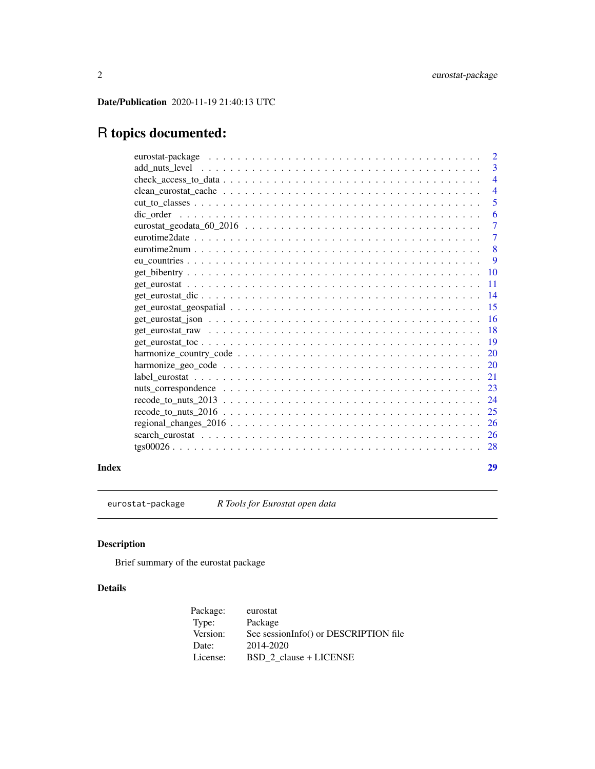**Date/Publication** 2020-11-19 21:40:13 UTC

# R topics documented:

| | |
|---|---|
| eurostat-package | 2 |
| add_nuts_level | 3 |
| check_access_to_data | 4 |
| clean_eurostat_cache | 4 |
| cut_to_classes | 5 |
| dic_order | 6 |
| eurostat_geodata_60_2016 | 7 |
| eurotime2date | 7 |
| eurotime2num | 8 |
| eu_countries | 9 |
| get_bibentry | 10 |
| get_eurostat | 11 |
| get_eurostat_dic | 14 |
| get_eurostat_geospatial | 15 |
| get_eurostat_json | 16 |
| get_eurostat_raw | 18 |
| get_eurostat_toc | 19 |
| harmonize_country_code | 20 |
| harmonize_geo_code | 20 |
| label_eurostat | 21 |
| nuts_correspondence | 23 |
| recode_to_nuts_2013 | 24 |
| recode_to_nuts_2016 | 25 |
| regional_changes_2016 | 26 |
| search_eurostat | 26 |
| tgs00026 | 28 |

**Index** **29**

---

`eurostat-package` *R Tools for Eurostat open data*

---

## Description

Brief summary of the eurostat package

## Details

| | |
|---|---|
| Package: | eurostat |
| Type: | Package |
| Version: | See sessionInfo() or DESCRIPTION file |
| Date: | 2014-2020 |
| License: | BSD_2_clause + LICENSE |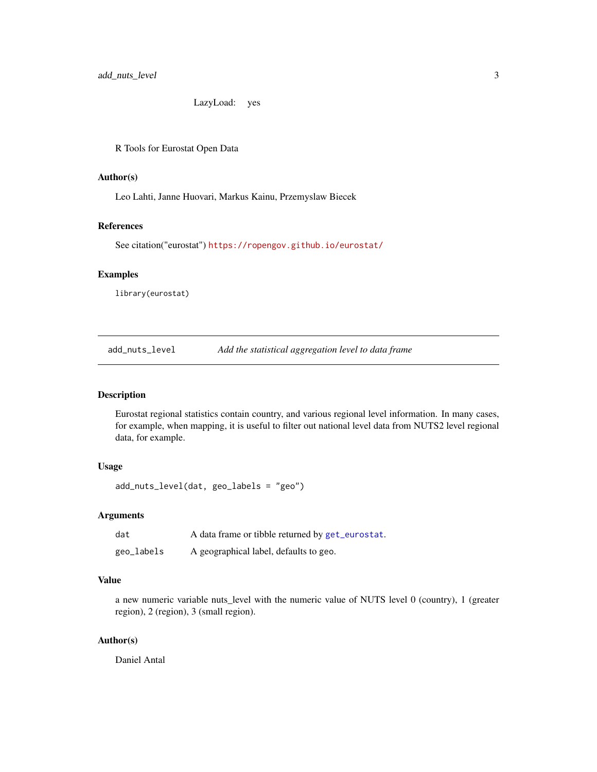LazyLoad: yes

R Tools for Eurostat Open Data

### Author(s)

Leo Lahti, Janne Huovari, Markus Kainu, Przemyslaw Biecek

### References

See citation("eurostat") https://ropengov.github.io/eurostat/

### Examples

```
library(eurostat)
```

## add_nuts_level *Add the statistical aggregation level to data frame*

### Description

Eurostat regional statistics contain country, and various regional level information. In many cases, for example, when mapping, it is useful to filter out national level data from NUTS2 level regional data, for example.

### Usage

```
add_nuts_level(dat, geo_labels = "geo")
```

### Arguments

| | |
|---|---|
| dat | A data frame or tibble returned by `get_eurostat`. |
| geo_labels | A geographical label, defaults to geo. |

### Value

a new numeric variable nuts_level with the numeric value of NUTS level 0 (country), 1 (greater region), 2 (region), 3 (small region).

### Author(s)

Daniel Antal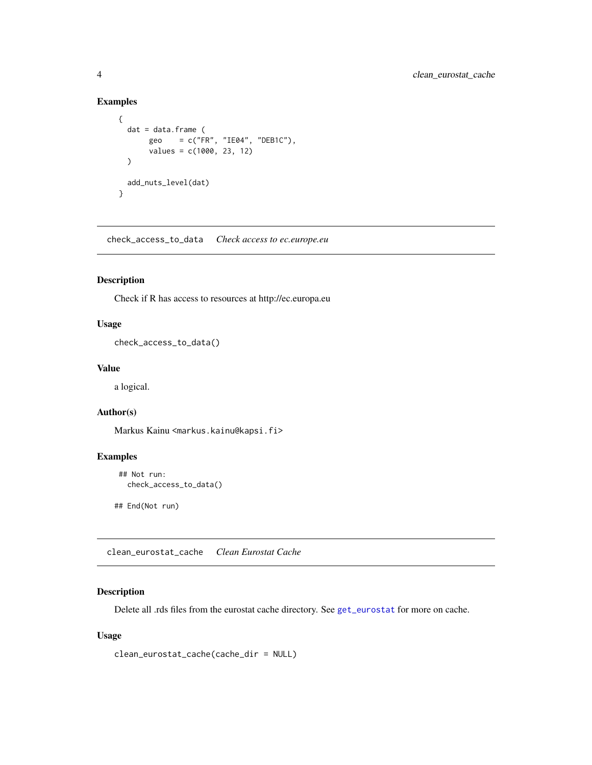### Examples

```
{
  dat = data.frame (
       geo    = c("FR", "IE04", "DEB1C"),
       values = c(1000, 23, 12)
  )

  add_nuts_level(dat)
}
```

---

## check_access_to_data    *Check access to ec.europe.eu*

---

### Description

Check if R has access to resources at http://ec.europa.eu

### Usage

```
check_access_to_data()
```

### Value

a logical.

### Author(s)

Markus Kainu <markus.kainu@kapsi.fi>

### Examples

```
 ## Not run:
  check_access_to_data()

## End(Not run)
```

---

## clean_eurostat_cache    *Clean Eurostat Cache*

---

### Description

Delete all .rds files from the eurostat cache directory. See `get_eurostat` for more on cache.

### Usage

```
clean_eurostat_cache(cache_dir = NULL)
```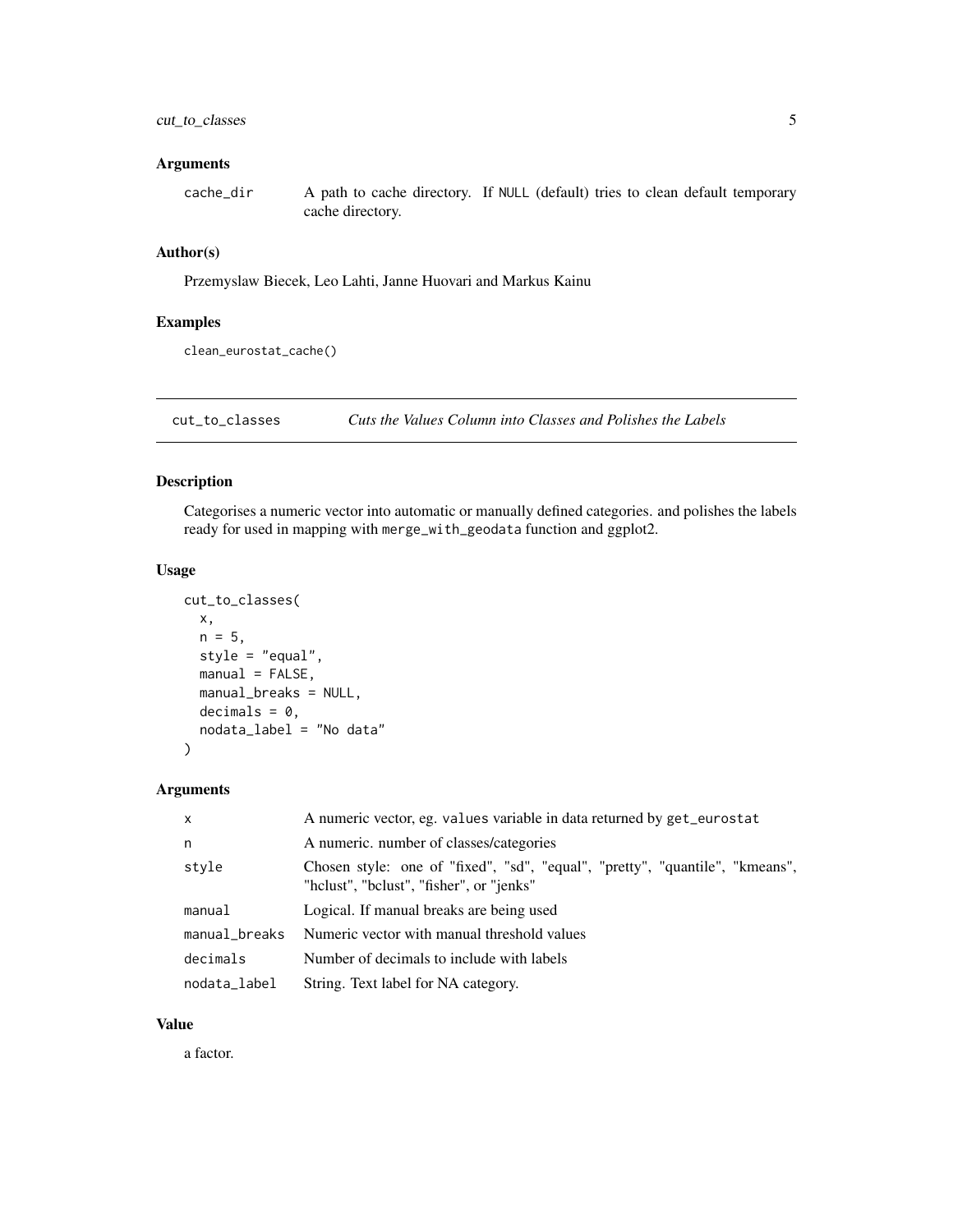### Arguments

| | |
|---|---|
| cache_dir | A path to cache directory. If NULL (default) tries to clean default temporary cache directory. |

### Author(s)

Przemyslaw Biecek, Leo Lahti, Janne Huovari and Markus Kainu

### Examples

```
clean_eurostat_cache()
```

---

## cut_to_classes — *Cuts the Values Column into Classes and Polishes the Labels*

### Description

Categorises a numeric vector into automatic or manually defined categories. and polishes the labels ready for used in mapping with `merge_with_geodata` function and ggplot2.

### Usage

```
cut_to_classes(
  x,
  n = 5,
  style = "equal",
  manual = FALSE,
  manual_breaks = NULL,
  decimals = 0,
  nodata_label = "No data"
)
```

### Arguments

| | |
|---|---|
| x | A numeric vector, eg. `values` variable in data returned by `get_eurostat` |
| n | A numeric. number of classes/categories |
| style | Chosen style: one of "fixed", "sd", "equal", "pretty", "quantile", "kmeans", "hclust", "bclust", "fisher", or "jenks" |
| manual | Logical. If manual breaks are being used |
| manual_breaks | Numeric vector with manual threshold values |
| decimals | Number of decimals to include with labels |
| nodata_label | String. Text label for NA category. |

### Value

a factor.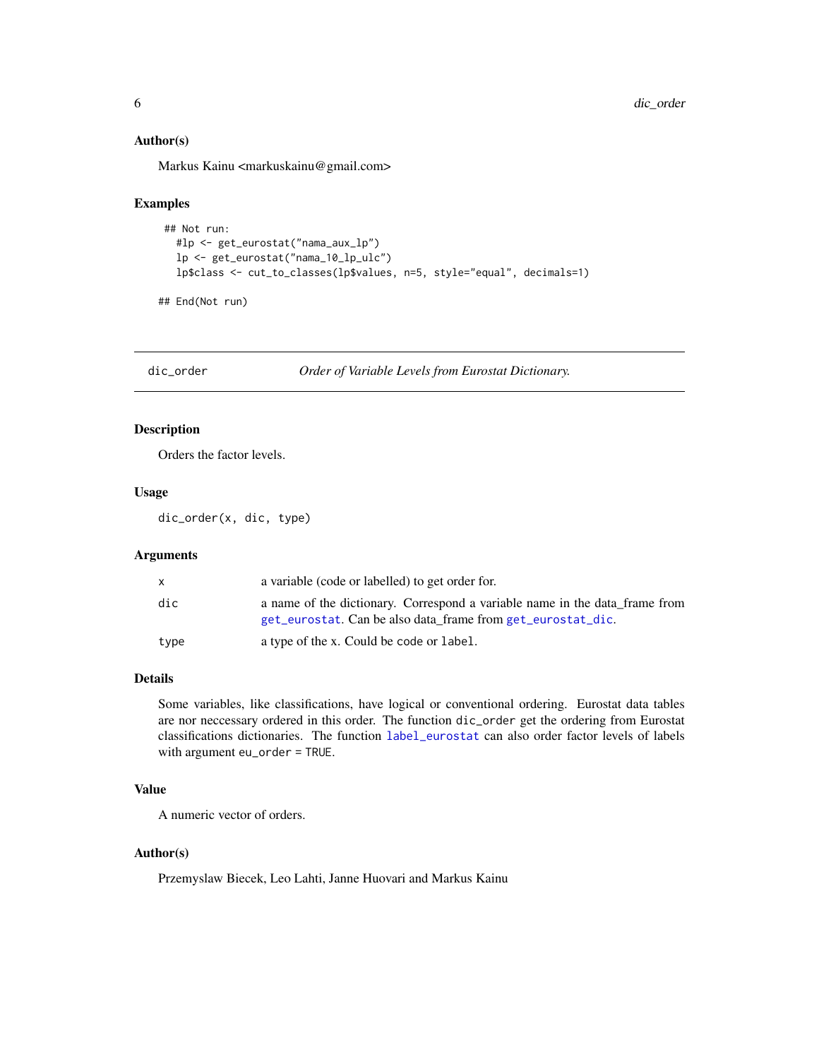### Author(s)

Markus Kainu <markuskainu@gmail.com>

### Examples

```
## Not run:
  #lp <- get_eurostat("nama_aux_lp")
  lp <- get_eurostat("nama_10_lp_ulc")
  lp$class <- cut_to_classes(lp$values, n=5, style="equal", decimals=1)

## End(Not run)
```

---

## dic_order — *Order of Variable Levels from Eurostat Dictionary.*

### Description

Orders the factor levels.

### Usage

```
dic_order(x, dic, type)
```

### Arguments

| | |
|---|---|
| `x` | a variable (code or labelled) to get order for. |
| `dic` | a name of the dictionary. Correspond a variable name in the data_frame from `get_eurostat`. Can be also data_frame from `get_eurostat_dic`. |
| `type` | a type of the x. Could be `code` or `label`. |

### Details

Some variables, like classifications, have logical or conventional ordering. Eurostat data tables are nor neccessary ordered in this order. The function `dic_order` get the ordering from Eurostat classifications dictionaries. The function `label_eurostat` can also order factor levels of labels with argument `eu_order = TRUE`.

### Value

A numeric vector of orders.

### Author(s)

Przemyslaw Biecek, Leo Lahti, Janne Huovari and Markus Kainu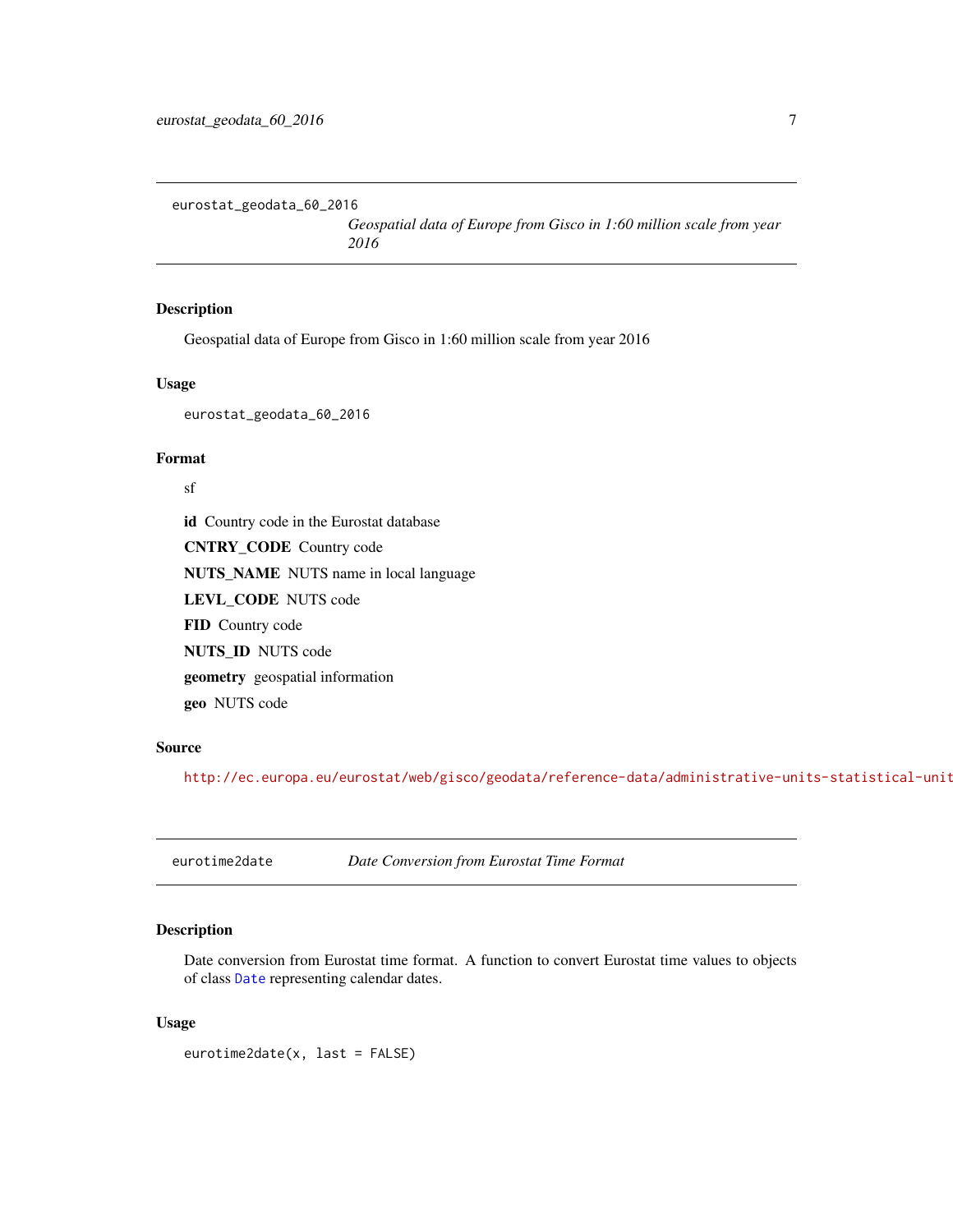eurostat_geodata_60_2016 *Geospatial data of Europe from Gisco in 1:60 million scale from year 2016*

### Description

Geospatial data of Europe from Gisco in 1:60 million scale from year 2016

### Usage

```
eurostat_geodata_60_2016
```

### Format

sf

**id** Country code in the Eurostat database

**CNTRY_CODE** Country code

**NUTS_NAME** NUTS name in local language

**LEVL_CODE** NUTS code

**FID** Country code

**NUTS_ID** NUTS code

**geometry** geospatial information

**geo** NUTS code

### Source

http://ec.europa.eu/eurostat/web/gisco/geodata/reference-data/administrative-units-statistical-unit

---

eurotime2date *Date Conversion from Eurostat Time Format*

### Description

Date conversion from Eurostat time format. A function to convert Eurostat time values to objects of class `Date` representing calendar dates.

### Usage

```
eurotime2date(x, last = FALSE)
```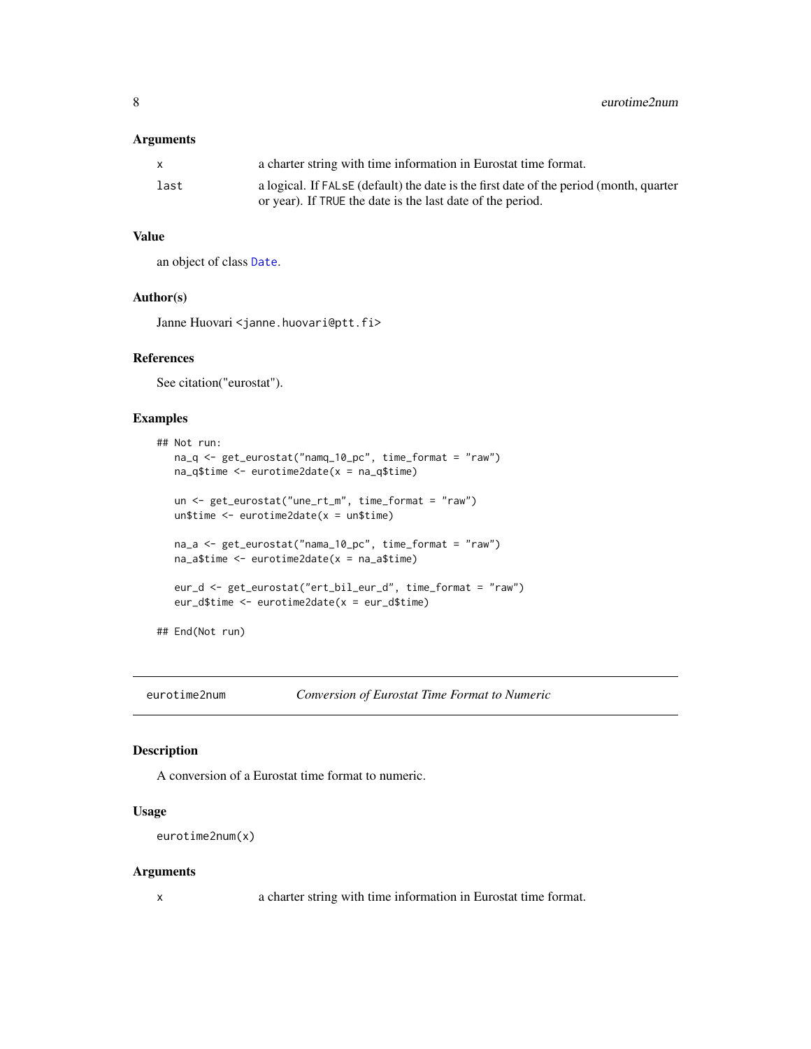### Arguments

| | |
|---|---|
| `x` | a charter string with time information in Eurostat time format. |
| `last` | a logical. If `FALsE` (default) the date is the first date of the period (month, quarter or year). If `TRUE` the date is the last date of the period. |

### Value

an object of class `Date`.

### Author(s)

Janne Huovari <janne.huovari@ptt.fi>

### References

See citation("eurostat").

### Examples

```
## Not run:
   na_q <- get_eurostat("namq_10_pc", time_format = "raw")
   na_q$time <- eurotime2date(x = na_q$time)

   un <- get_eurostat("une_rt_m", time_format = "raw")
   un$time <- eurotime2date(x = un$time)

   na_a <- get_eurostat("nama_10_pc", time_format = "raw")
   na_a$time <- eurotime2date(x = na_a$time)

   eur_d <- get_eurostat("ert_bil_eur_d", time_format = "raw")
   eur_d$time <- eurotime2date(x = eur_d$time)

## End(Not run)
```

---

## eurotime2num — *Conversion of Eurostat Time Format to Numeric*

---

### Description

A conversion of a Eurostat time format to numeric.

### Usage

```
eurotime2num(x)
```

### Arguments

| | |
|---|---|
| `x` | a charter string with time information in Eurostat time format. |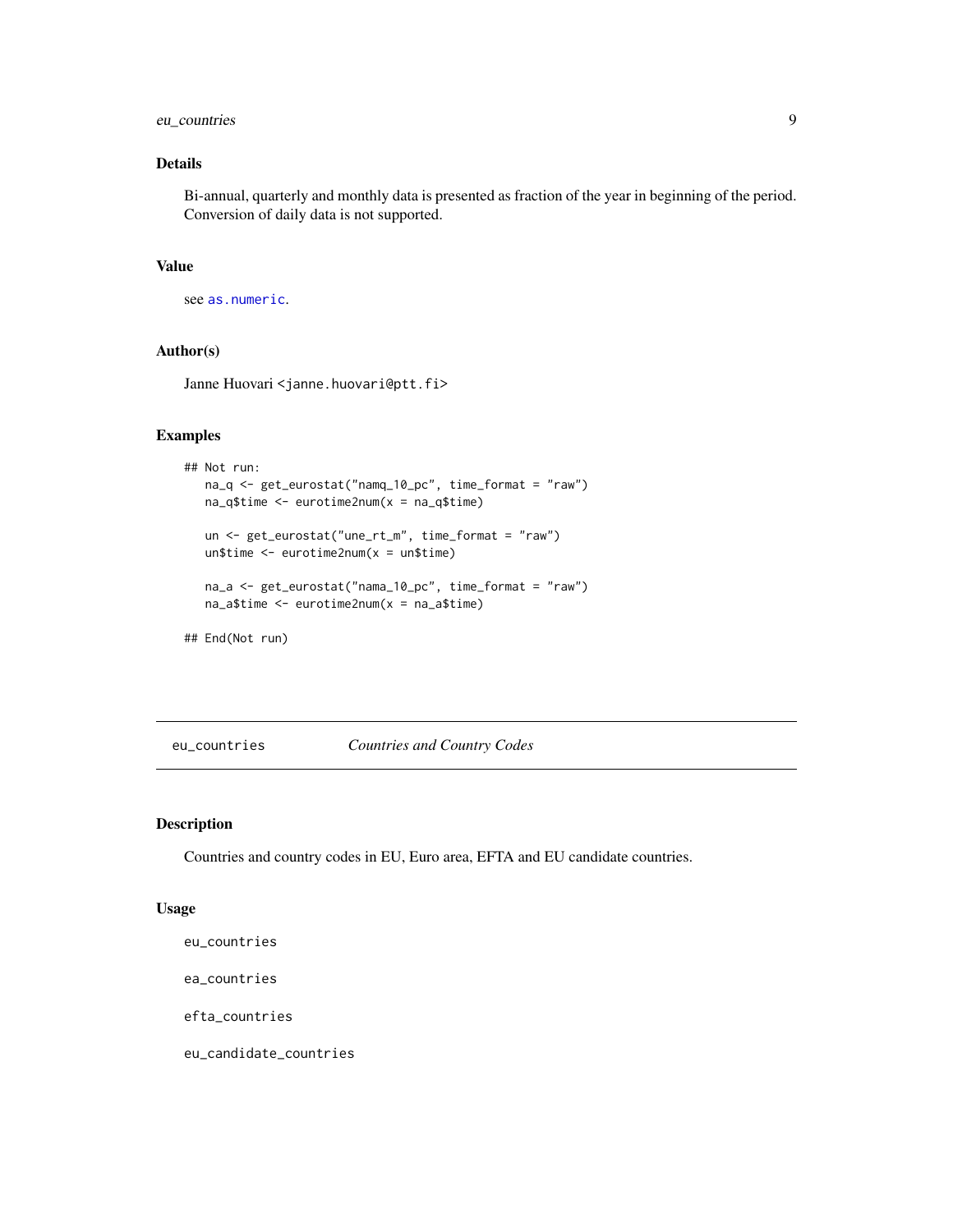## Details

Bi-annual, quarterly and monthly data is presented as fraction of the year in beginning of the period. Conversion of daily data is not supported.

## Value

see `as.numeric`.

## Author(s)

Janne Huovari <janne.huovari@ptt.fi>

## Examples

```
## Not run:
   na_q <- get_eurostat("namq_10_pc", time_format = "raw")
   na_q$time <- eurotime2num(x = na_q$time)

   un <- get_eurostat("une_rt_m", time_format = "raw")
   un$time <- eurotime2num(x = un$time)

   na_a <- get_eurostat("nama_10_pc", time_format = "raw")
   na_a$time <- eurotime2num(x = na_a$time)

## End(Not run)
```

---

# eu_countries — *Countries and Country Codes*

## Description

Countries and country codes in EU, Euro area, EFTA and EU candidate countries.

## Usage

```
eu_countries

ea_countries

efta_countries

eu_candidate_countries
```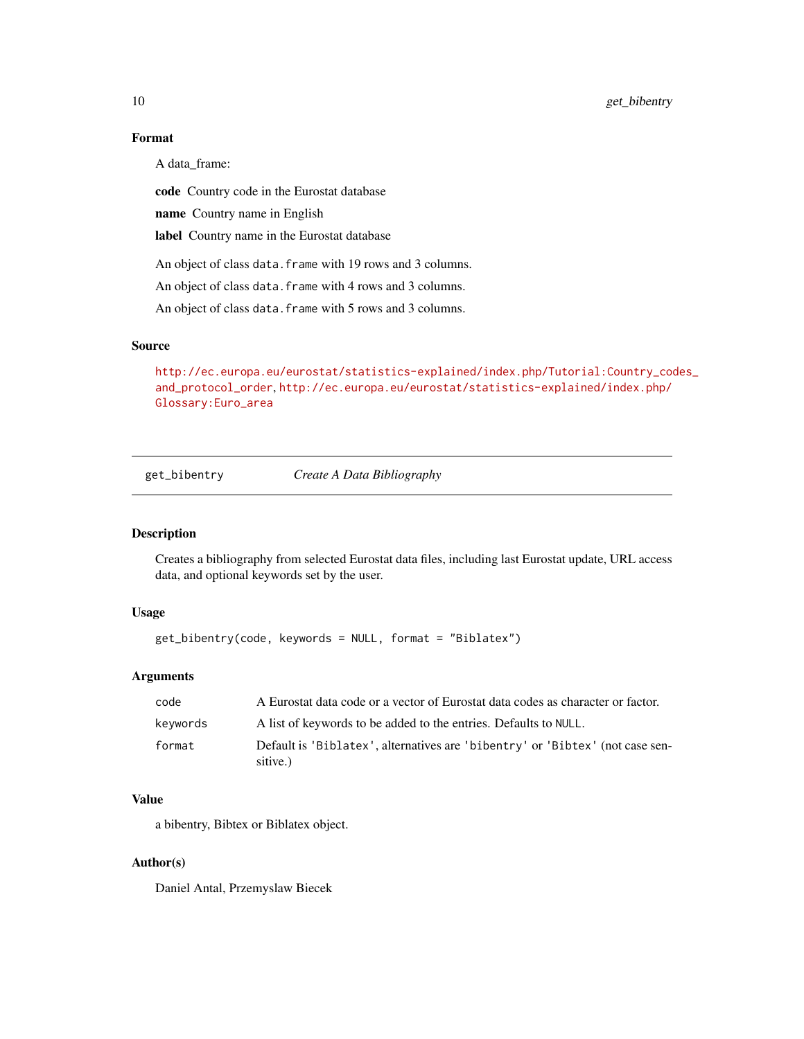### Format

A data_frame:

**code** Country code in the Eurostat database

**name** Country name in English

**label** Country name in the Eurostat database

An object of class `data.frame` with 19 rows and 3 columns.

An object of class `data.frame` with 4 rows and 3 columns.

An object of class `data.frame` with 5 rows and 3 columns.

### Source

http://ec.europa.eu/eurostat/statistics-explained/index.php/Tutorial:Country_codes_and_protocol_order, http://ec.europa.eu/eurostat/statistics-explained/index.php/Glossary:Euro_area

---

## get_bibentry *Create A Data Bibliography*

---

### Description

Creates a bibliography from selected Eurostat data files, including last Eurostat update, URL access data, and optional keywords set by the user.

### Usage

```
get_bibentry(code, keywords = NULL, format = "Biblatex")
```

### Arguments

| | |
|---|---|
| `code` | A Eurostat data code or a vector of Eurostat data codes as character or factor. |
| `keywords` | A list of keywords to be added to the entries. Defaults to `NULL`. |
| `format` | Default is `'Biblatex'`, alternatives are `'bibentry'` or `'Bibtex'` (not case sensitive.) |

### Value

a bibentry, Bibtex or Biblatex object.

### Author(s)

Daniel Antal, Przemyslaw Biecek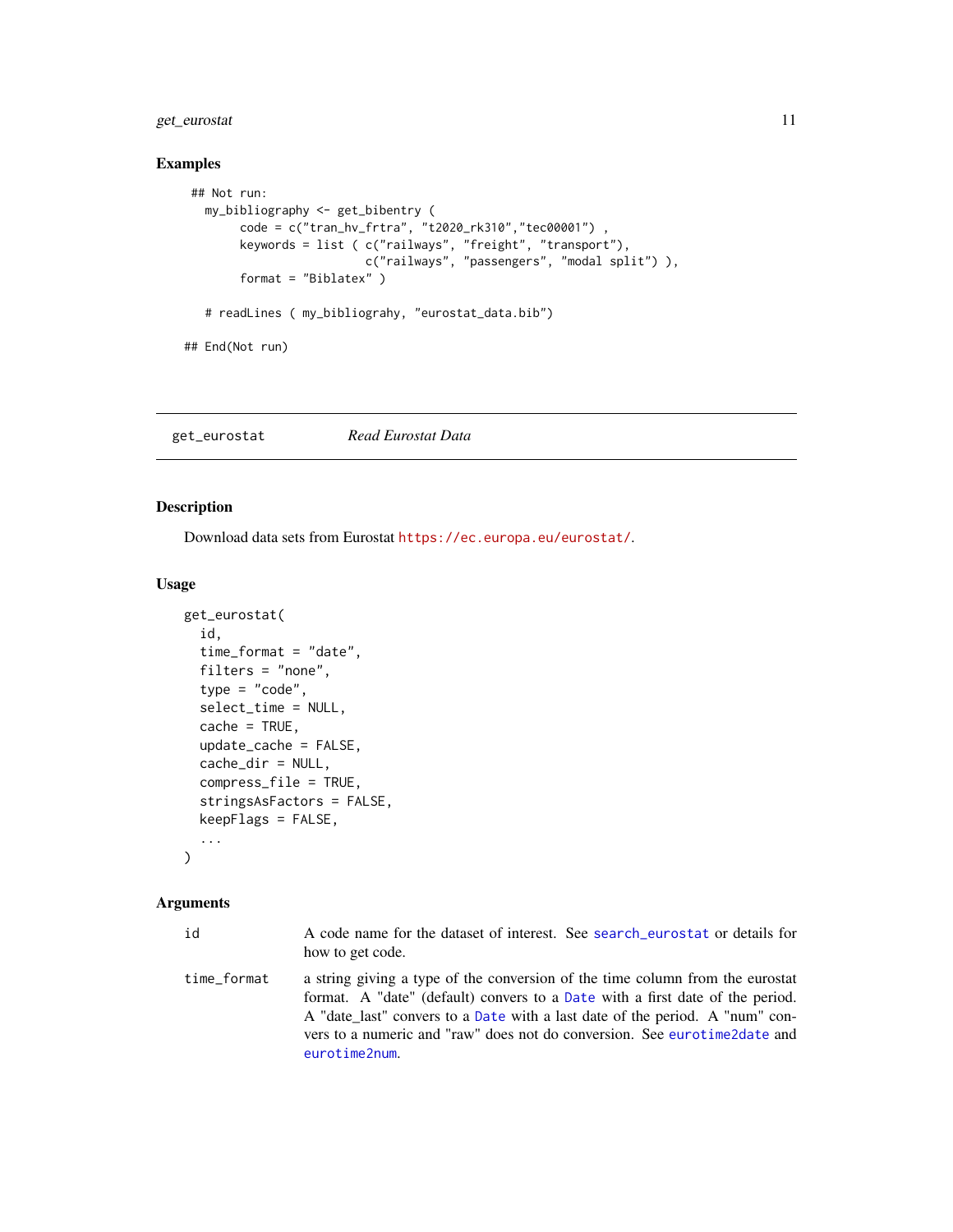## Examples

```
## Not run:
  my_bibliography <- get_bibentry (
       code = c("tran_hv_frtra", "t2020_rk310","tec00001") ,
       keywords = list ( c("railways", "freight", "transport"),
                         c("railways", "passengers", "modal split") ),
       format = "Biblatex" )

  # readLines ( my_bibliograhy, "eurostat_data.bib")

## End(Not run)
```

---

`get_eurostat` *Read Eurostat Data*

---

## Description

Download data sets from Eurostat https://ec.europa.eu/eurostat/.

## Usage

```
get_eurostat(
  id,
  time_format = "date",
  filters = "none",
  type = "code",
  select_time = NULL,
  cache = TRUE,
  update_cache = FALSE,
  cache_dir = NULL,
  compress_file = TRUE,
  stringsAsFactors = FALSE,
  keepFlags = FALSE,
  ...
)
```

## Arguments

| | |
|---|---|
| `id` | A code name for the dataset of interest. See `search_eurostat` or details for how to get code. |
| `time_format` | a string giving a type of the conversion of the time column from the eurostat format. A "date" (default) convers to a `Date` with a first date of the period. A "date_last" convers to a `Date` with a last date of the period. A "num" convers to a numeric and "raw" does not do conversion. See `eurotime2date` and `eurotime2num`. |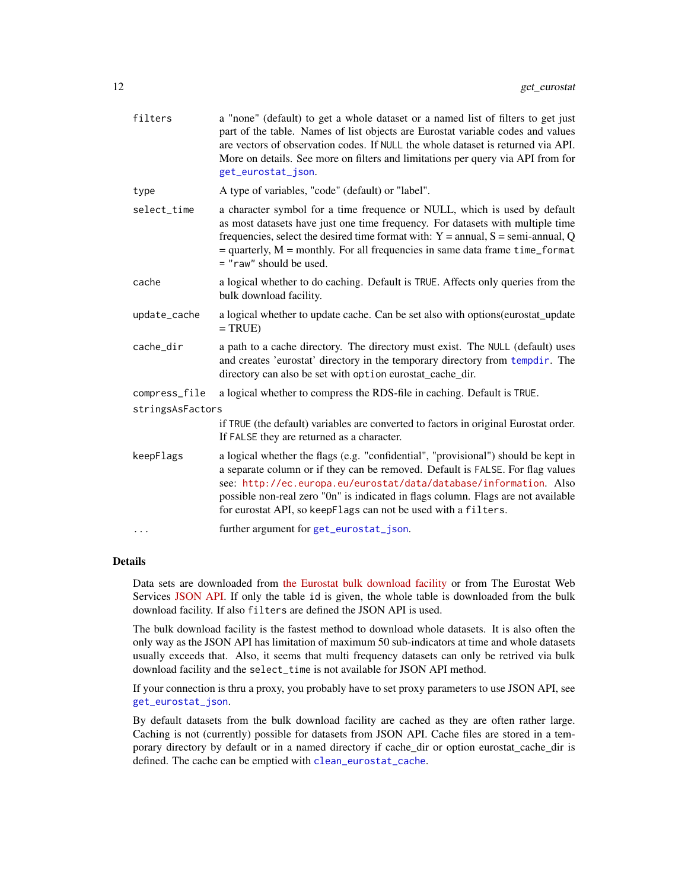| | |
|---|---|
| filters | a "none" (default) to get a whole dataset or a named list of filters to get just part of the table. Names of list objects are Eurostat variable codes and values are vectors of observation codes. If NULL the whole dataset is returned via API. More on details. See more on filters and limitations per query via API from for get_eurostat_json. |
| type | A type of variables, "code" (default) or "label". |
| select_time | a character symbol for a time frequence or NULL, which is used by default as most datasets have just one time frequency. For datasets with multiple time frequencies, select the desired time format with: Y = annual, S = semi-annual, Q = quarterly, M = monthly. For all frequencies in same data frame time_format = "raw" should be used. |
| cache | a logical whether to do caching. Default is TRUE. Affects only queries from the bulk download facility. |
| update_cache | a logical whether to update cache. Can be set also with options(eurostat_update = TRUE) |
| cache_dir | a path to a cache directory. The directory must exist. The NULL (default) uses and creates 'eurostat' directory in the temporary directory from tempdir. The directory can also be set with option eurostat_cache_dir. |
| compress_file | a logical whether to compress the RDS-file in caching. Default is TRUE. |
| stringsAsFactors | if TRUE (the default) variables are converted to factors in original Eurostat order. If FALSE they are returned as a character. |
| keepFlags | a logical whether the flags (e.g. "confidential", "provisional") should be kept in a separate column or if they can be removed. Default is FALSE. For flag values see: http://ec.europa.eu/eurostat/data/database/information. Also possible non-real zero "0n" is indicated in flags column. Flags are not available for eurostat API, so keepFlags can not be used with a filters. |
| ... | further argument for get_eurostat_json. |

## Details

Data sets are downloaded from the Eurostat bulk download facility or from The Eurostat Web Services JSON API. If only the table id is given, the whole table is downloaded from the bulk download facility. If also filters are defined the JSON API is used.

The bulk download facility is the fastest method to download whole datasets. It is also often the only way as the JSON API has limitation of maximum 50 sub-indicators at time and whole datasets usually exceeds that. Also, it seems that multi frequency datasets can only be retrived via bulk download facility and the select_time is not available for JSON API method.

If your connection is thru a proxy, you probably have to set proxy parameters to use JSON API, see get_eurostat_json.

By default datasets from the bulk download facility are cached as they are often rather large. Caching is not (currently) possible for datasets from JSON API. Cache files are stored in a temporary directory by default or in a named directory if cache_dir or option eurostat_cache_dir is defined. The cache can be emptied with clean_eurostat_cache.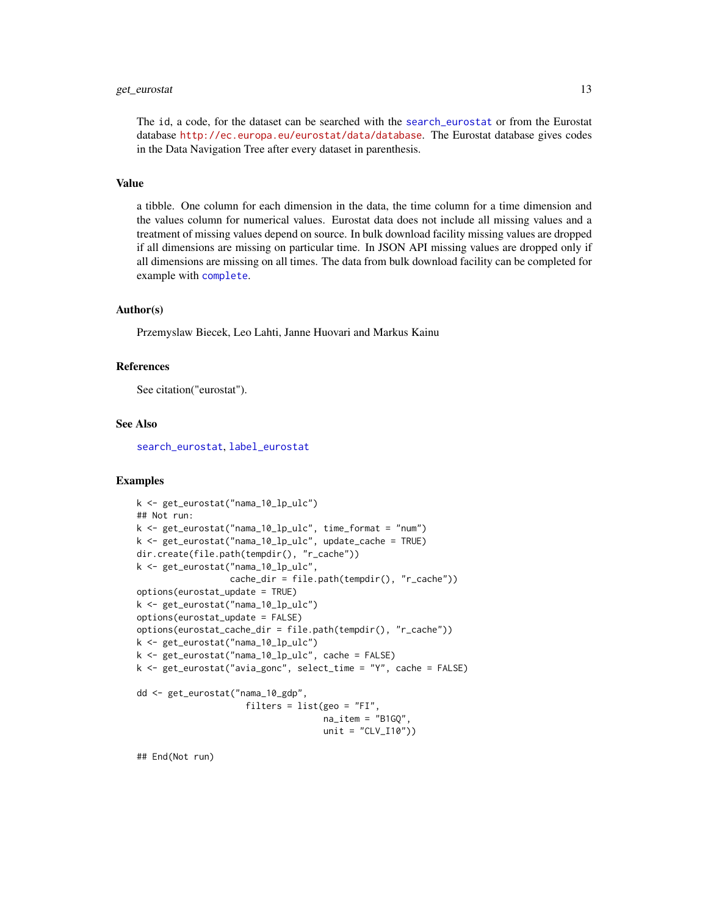The id, a code, for the dataset can be searched with the search_eurostat or from the Eurostat database http://ec.europa.eu/eurostat/data/database. The Eurostat database gives codes in the Data Navigation Tree after every dataset in parenthesis.

### Value

a tibble. One column for each dimension in the data, the time column for a time dimension and the values column for numerical values. Eurostat data does not include all missing values and a treatment of missing values depend on source. In bulk download facility missing values are dropped if all dimensions are missing on particular time. In JSON API missing values are dropped only if all dimensions are missing on all times. The data from bulk download facility can be completed for example with complete.

### Author(s)

Przemyslaw Biecek, Leo Lahti, Janne Huovari and Markus Kainu

### References

See citation("eurostat").

### See Also

search_eurostat, label_eurostat

### Examples

```
k <- get_eurostat("nama_10_lp_ulc")
## Not run:
k <- get_eurostat("nama_10_lp_ulc", time_format = "num")
k <- get_eurostat("nama_10_lp_ulc", update_cache = TRUE)
dir.create(file.path(tempdir(), "r_cache"))
k <- get_eurostat("nama_10_lp_ulc",
                  cache_dir = file.path(tempdir(), "r_cache"))
options(eurostat_update = TRUE)
k <- get_eurostat("nama_10_lp_ulc")
options(eurostat_update = FALSE)
options(eurostat_cache_dir = file.path(tempdir(), "r_cache"))
k <- get_eurostat("nama_10_lp_ulc")
k <- get_eurostat("nama_10_lp_ulc", cache = FALSE)
k <- get_eurostat("avia_gonc", select_time = "Y", cache = FALSE)

dd <- get_eurostat("nama_10_gdp",
                     filters = list(geo = "FI",
                                    na_item = "B1GQ",
                                    unit = "CLV_I10"))

## End(Not run)
```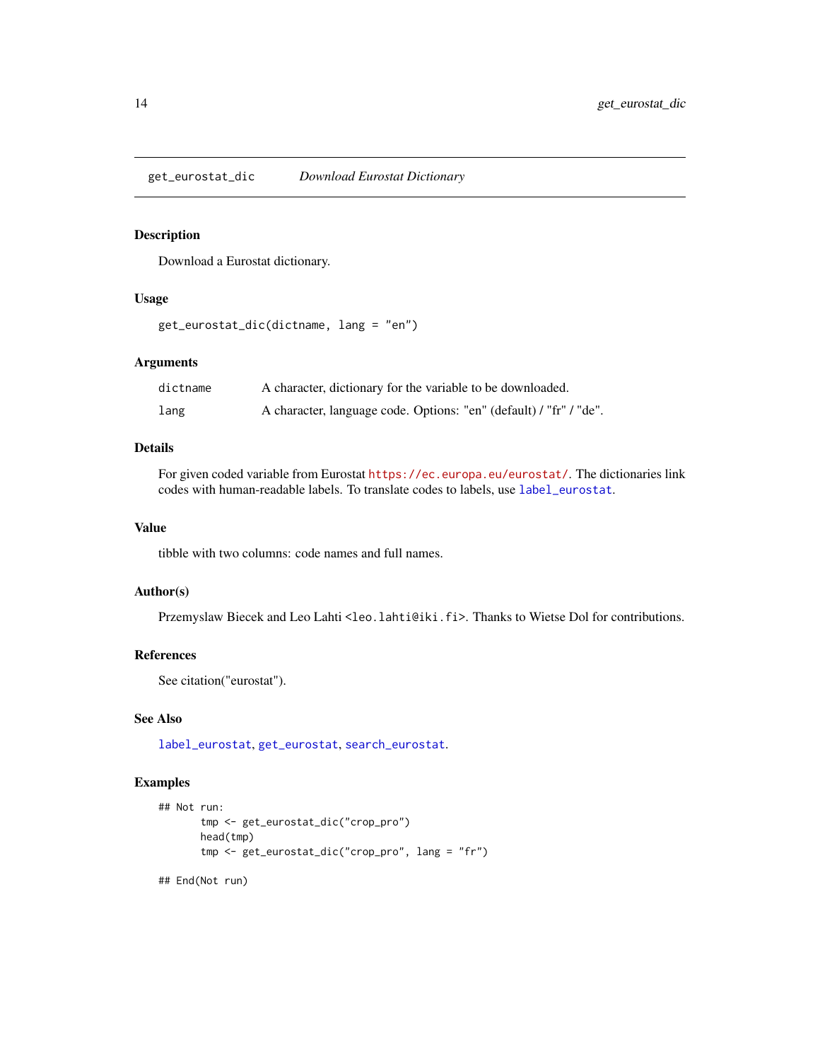## get_eurostat_dic — *Download Eurostat Dictionary*

### Description

Download a Eurostat dictionary.

### Usage

```
get_eurostat_dic(dictname, lang = "en")
```

### Arguments

| | |
|---|---|
| `dictname` | A character, dictionary for the variable to be downloaded. |
| `lang` | A character, language code. Options: "en" (default) / "fr" / "de". |

### Details

For given coded variable from Eurostat `https://ec.europa.eu/eurostat/`. The dictionaries link codes with human-readable labels. To translate codes to labels, use `label_eurostat`.

### Value

tibble with two columns: code names and full names.

### Author(s)

Przemyslaw Biecek and Leo Lahti `<leo.lahti@iki.fi>`. Thanks to Wietse Dol for contributions.

### References

See citation("eurostat").

### See Also

`label_eurostat`, `get_eurostat`, `search_eurostat`.

### Examples

```
## Not run:
       tmp <- get_eurostat_dic("crop_pro")
       head(tmp)
       tmp <- get_eurostat_dic("crop_pro", lang = "fr")

## End(Not run)
```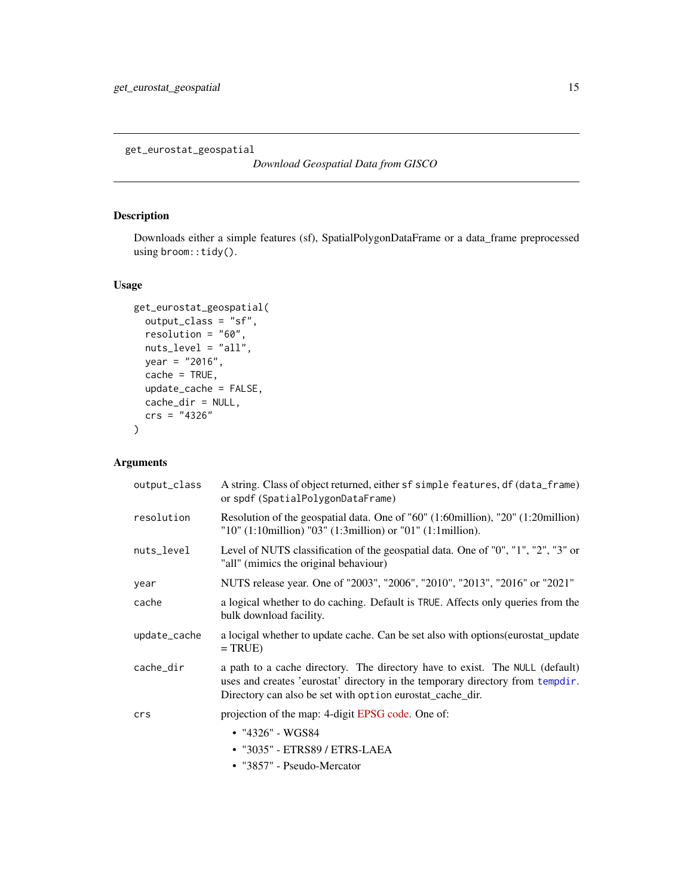get_eurostat_geospatial        *Download Geospatial Data from GISCO*

## Description

Downloads either a simple features (sf), SpatialPolygonDataFrame or a data_frame preprocessed using `broom::tidy()`.

## Usage

```
get_eurostat_geospatial(
  output_class = "sf",
  resolution = "60",
  nuts_level = "all",
  year = "2016",
  cache = TRUE,
  update_cache = FALSE,
  cache_dir = NULL,
  crs = "4326"
)
```

## Arguments

| | |
|---|---|
| `output_class` | A string. Class of object returned, either `sf simple features`, `df (data_frame)` or `spdf (SpatialPolygonDataFrame)` |
| `resolution` | Resolution of the geospatial data. One of "60" (1:60million), "20" (1:20million) "10" (1:10million) "03" (1:3million) or "01" (1:1million). |
| `nuts_level` | Level of NUTS classification of the geospatial data. One of "0", "1", "2", "3" or "all" (mimics the original behaviour) |
| `year` | NUTS release year. One of "2003", "2006", "2010", "2013", "2016" or "2021" |
| `cache` | a logical whether to do caching. Default is `TRUE`. Affects only queries from the bulk download facility. |
| `update_cache` | a locigal whether to update cache. Can be set also with options(eurostat_update = TRUE) |
| `cache_dir` | a path to a cache directory. The directory have to exist. The `NULL` (default) uses and creates 'eurostat' directory in the temporary directory from `tempdir`. Directory can also be set with `option` eurostat_cache_dir. |
| `crs` | projection of the map: 4-digit EPSG code. One of:<br>• "4326" - WGS84<br>• "3035" - ETRS89 / ETRS-LAEA<br>• "3857" - Pseudo-Mercator |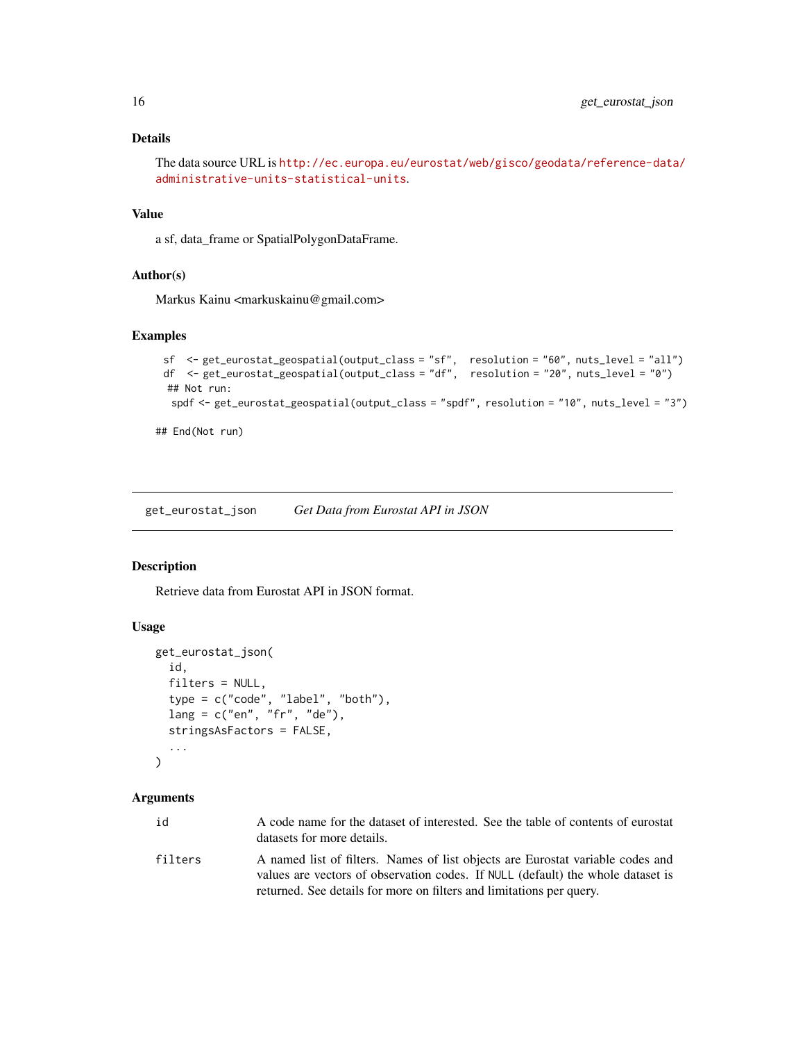### Details

The data source URL is http://ec.europa.eu/eurostat/web/gisco/geodata/reference-data/administrative-units-statistical-units.

### Value

a sf, data_frame or SpatialPolygonDataFrame.

### Author(s)

Markus Kainu <markuskainu@gmail.com>

### Examples

```
 sf  <- get_eurostat_geospatial(output_class = "sf",  resolution = "60", nuts_level = "all")
 df  <- get_eurostat_geospatial(output_class = "df",  resolution = "20", nuts_level = "0")
  ## Not run:
  spdf <- get_eurostat_geospatial(output_class = "spdf", resolution = "10", nuts_level = "3")

## End(Not run)
```

---

## get_eurostat_json *Get Data from Eurostat API in JSON*

### Description

Retrieve data from Eurostat API in JSON format.

### Usage

```
get_eurostat_json(
  id,
  filters = NULL,
  type = c("code", "label", "both"),
  lang = c("en", "fr", "de"),
  stringsAsFactors = FALSE,
  ...
)
```

### Arguments

| | |
|---|---|
| `id` | A code name for the dataset of interested. See the table of contents of eurostat datasets for more details. |
| `filters` | A named list of filters. Names of list objects are Eurostat variable codes and values are vectors of observation codes. If `NULL` (default) the whole dataset is returned. See details for more on filters and limitations per query. |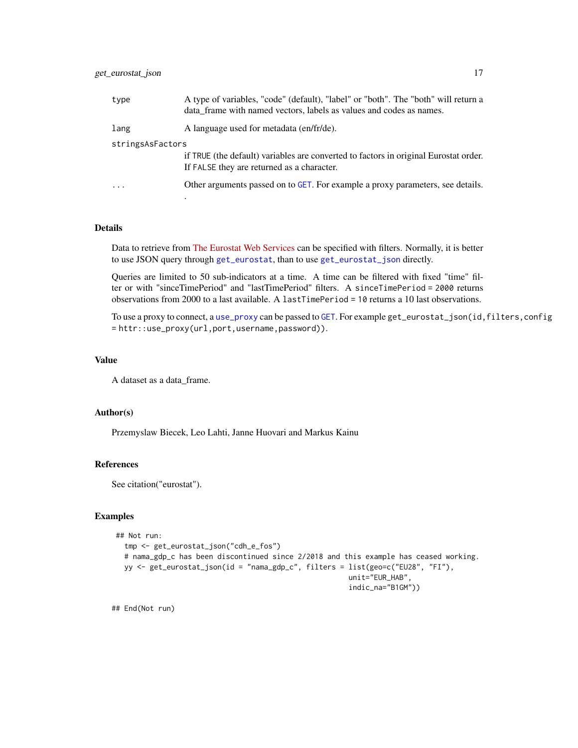| | |
|---|---|
| type | A type of variables, "code" (default), "label" or "both". The "both" will return a data_frame with named vectors, labels as values and codes as names. |
| lang | A language used for metadata (en/fr/de). |
| stringsAsFactors | if TRUE (the default) variables are converted to factors in original Eurostat order. If FALSE they are returned as a character. |
| ... | Other arguments passed on to GET. For example a proxy parameters, see details. . |

## Details

Data to retrieve from The Eurostat Web Services can be specified with filters. Normally, it is better to use JSON query through `get_eurostat`, than to use `get_eurostat_json` directly.

Queries are limited to 50 sub-indicators at a time. A time can be filtered with fixed "time" filter or with "sinceTimePeriod" and "lastTimePeriod" filters. A `sinceTimePeriod = 2000` returns observations from 2000 to a last available. A `lastTimePeriod = 10` returns a 10 last observations.

To use a proxy to connect, a `use_proxy` can be passed to `GET`. For example `get_eurostat_json(id,filters,config = httr::use_proxy(url,port,username,password))`.

## Value

A dataset as a data_frame.

## Author(s)

Przemyslaw Biecek, Leo Lahti, Janne Huovari and Markus Kainu

## References

See citation("eurostat").

## Examples

```
 ## Not run:
   tmp <- get_eurostat_json("cdh_e_fos")
   # nama_gdp_c has been discontinued since 2/2018 and this example has ceased working.
   yy <- get_eurostat_json(id = "nama_gdp_c", filters = list(geo=c("EU28", "FI"),
                                                          unit="EUR_HAB",
                                                          indic_na="B1GM"))

## End(Not run)
```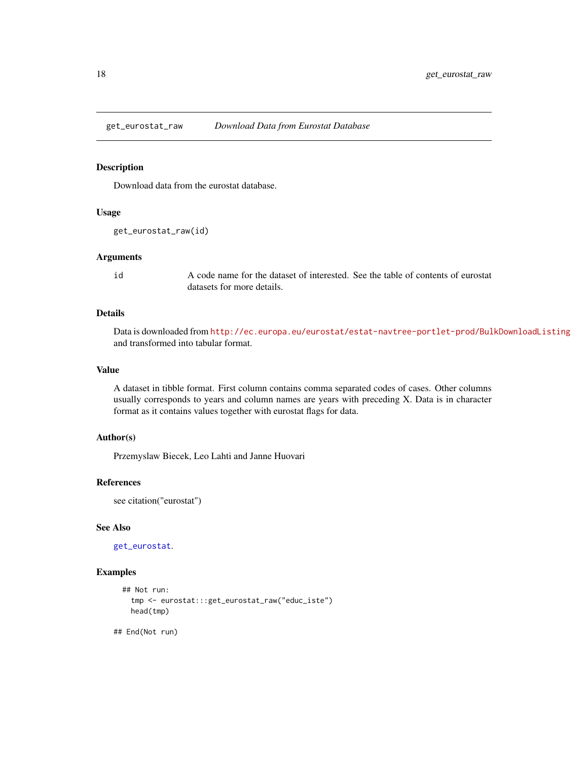## get_eurostat_raw — *Download Data from Eurostat Database*

### Description

Download data from the eurostat database.

### Usage

```
get_eurostat_raw(id)
```

### Arguments

| | |
|---|---|
| id | A code name for the dataset of interested. See the table of contents of eurostat datasets for more details. |

### Details

Data is downloaded from http://ec.europa.eu/eurostat/estat-navtree-portlet-prod/BulkDownloadListing and transformed into tabular format.

### Value

A dataset in tibble format. First column contains comma separated codes of cases. Other columns usually corresponds to years and column names are years with preceding X. Data is in character format as it contains values together with eurostat flags for data.

### Author(s)

Przemyslaw Biecek, Leo Lahti and Janne Huovari

### References

see citation("eurostat")

### See Also

get_eurostat.

### Examples

```
  ## Not run:
    tmp <- eurostat:::get_eurostat_raw("educ_iste")
    head(tmp)

## End(Not run)
```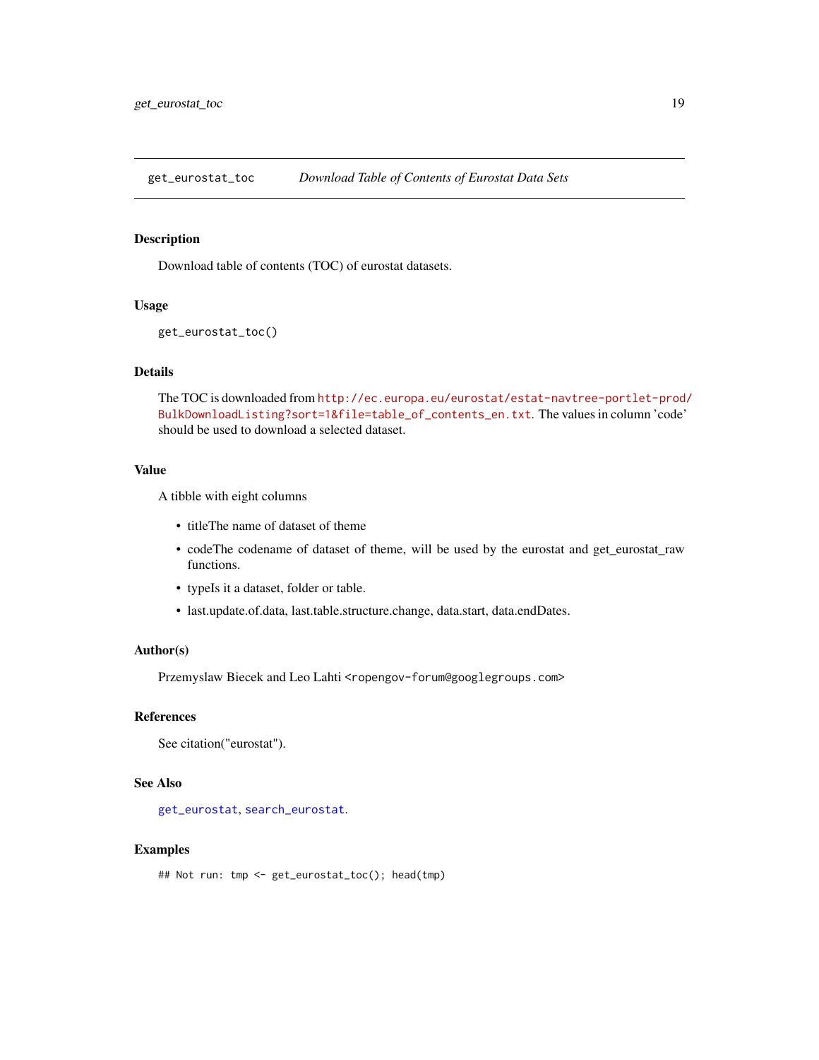get_eurostat_toc *Download Table of Contents of Eurostat Data Sets*

## Description

Download table of contents (TOC) of eurostat datasets.

## Usage

```
get_eurostat_toc()
```

## Details

The TOC is downloaded from http://ec.europa.eu/eurostat/estat-navtree-portlet-prod/BulkDownloadListing?sort=1&file=table_of_contents_en.txt. The values in column 'code' should be used to download a selected dataset.

## Value

A tibble with eight columns

- titleThe name of dataset of theme
- codeThe codename of dataset of theme, will be used by the eurostat and get_eurostat_raw functions.
- typeIs it a dataset, folder or table.
- last.update.of.data, last.table.structure.change, data.start, data.endDates.

## Author(s)

Przemyslaw Biecek and Leo Lahti <ropengov-forum@googlegroups.com>

## References

See citation("eurostat").

## See Also

get_eurostat, search_eurostat.

## Examples

```
## Not run: tmp <- get_eurostat_toc(); head(tmp)
```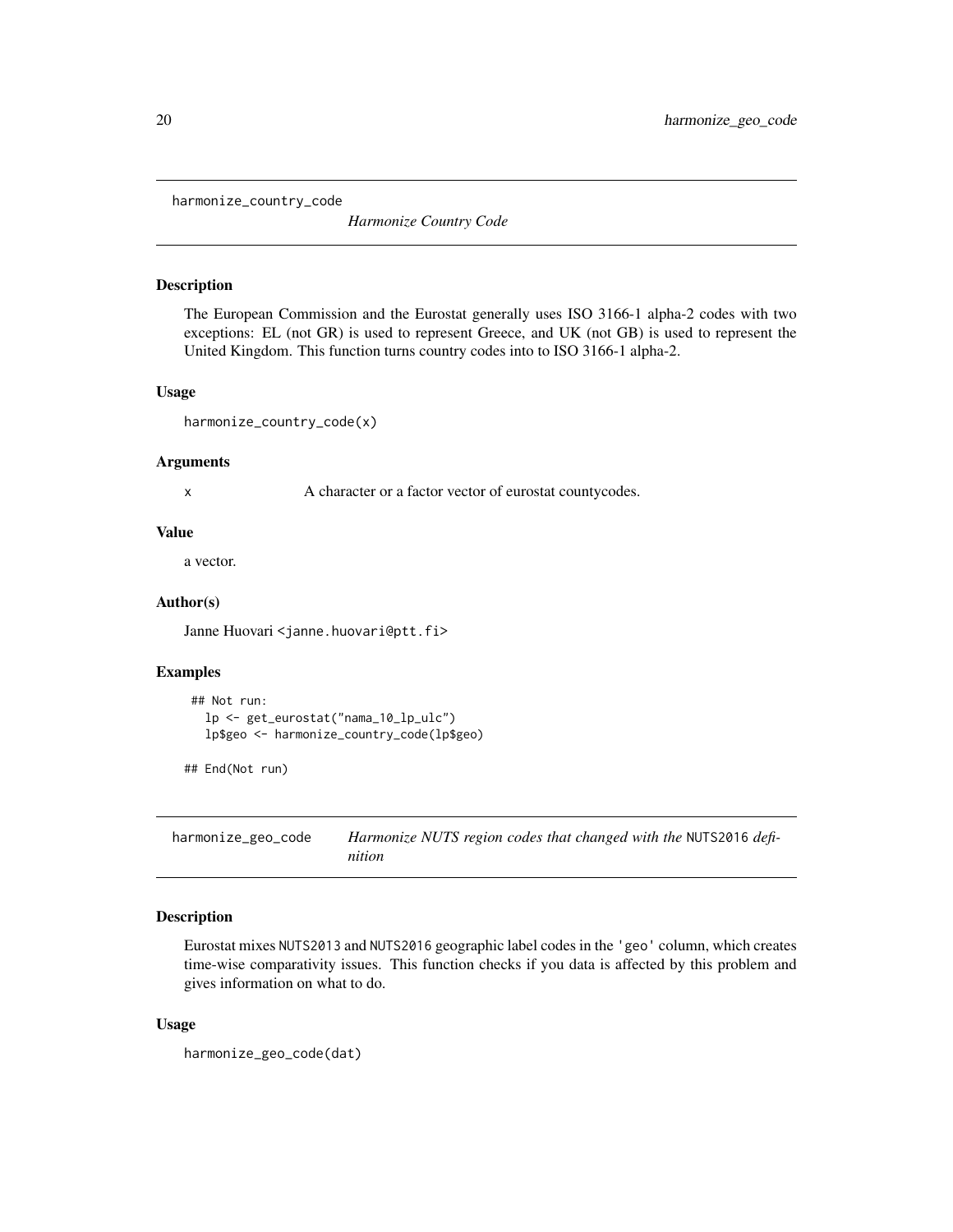## harmonize_country_code

*Harmonize Country Code*

### Description

The European Commission and the Eurostat generally uses ISO 3166-1 alpha-2 codes with two exceptions: EL (not GR) is used to represent Greece, and UK (not GB) is used to represent the United Kingdom. This function turns country codes into to ISO 3166-1 alpha-2.

### Usage

```
harmonize_country_code(x)
```

### Arguments

| | |
|---|---|
| x | A character or a factor vector of eurostat countycodes. |

### Value

a vector.

### Author(s)

Janne Huovari <janne.huovari@ptt.fi>

### Examples

```
## Not run:
  lp <- get_eurostat("nama_10_lp_ulc")
  lp$geo <- harmonize_country_code(lp$geo)

## End(Not run)
```

## harmonize_geo_code

*Harmonize NUTS region codes that changed with the `NUTS2016` definition*

### Description

Eurostat mixes `NUTS2013` and `NUTS2016` geographic label codes in the `'geo'` column, which creates time-wise comparativity issues. This function checks if you data is affected by this problem and gives information on what to do.

### Usage

```
harmonize_geo_code(dat)
```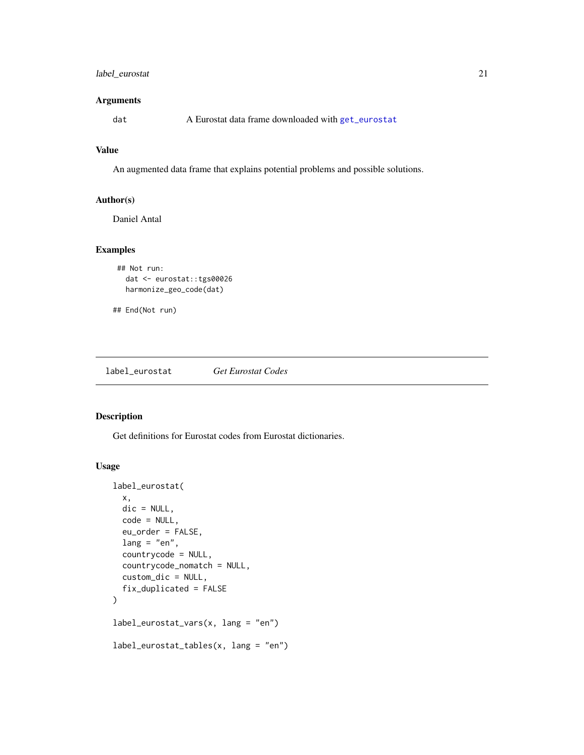### Arguments

dat — A Eurostat data frame downloaded with `get_eurostat`

### Value

An augmented data frame that explains potential problems and possible solutions.

### Author(s)

Daniel Antal

### Examples

```
## Not run:
  dat <- eurostat::tgs00026
  harmonize_geo_code(dat)

## End(Not run)
```

---

## label_eurostat — *Get Eurostat Codes*

---

### Description

Get definitions for Eurostat codes from Eurostat dictionaries.

### Usage

```
label_eurostat(
  x,
  dic = NULL,
  code = NULL,
  eu_order = FALSE,
  lang = "en",
  countrycode = NULL,
  countrycode_nomatch = NULL,
  custom_dic = NULL,
  fix_duplicated = FALSE
)

label_eurostat_vars(x, lang = "en")

label_eurostat_tables(x, lang = "en")
```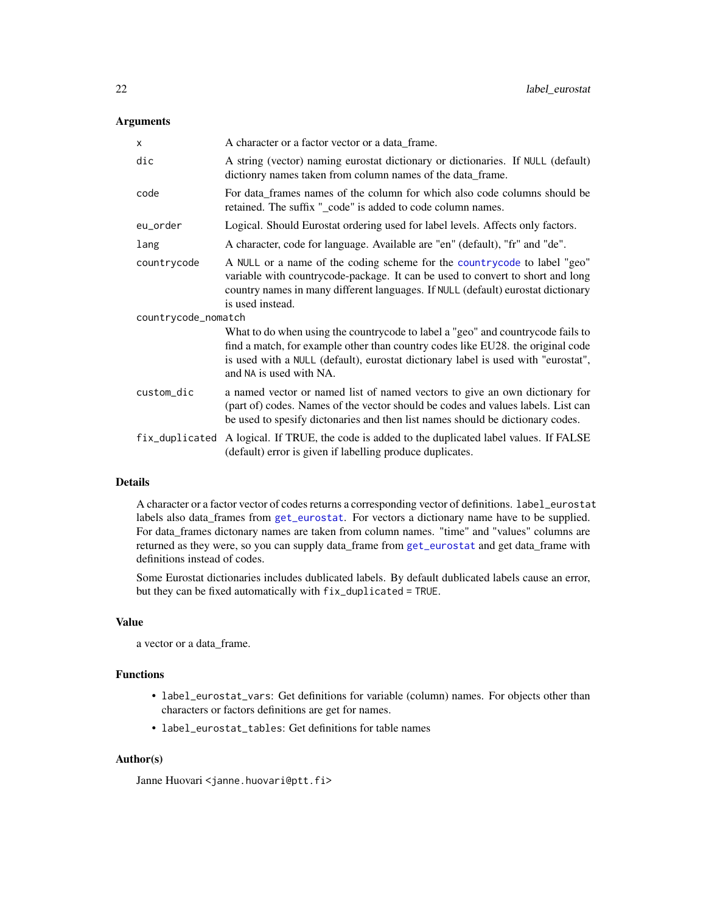### Arguments

| | |
|---|---|
| `x` | A character or a factor vector or a data_frame. |
| `dic` | A string (vector) naming eurostat dictionary or dictionaries. If `NULL` (default) dictionry names taken from column names of the data_frame. |
| `code` | For data_frames names of the column for which also code columns should be retained. The suffix "_code" is added to code column names. |
| `eu_order` | Logical. Should Eurostat ordering used for label levels. Affects only factors. |
| `lang` | A character, code for language. Available are "en" (default), "fr" and "de". |
| `countrycode` | A `NULL` or a name of the coding scheme for the countrycode to label "geo" variable with countrycode-package. It can be used to convert to short and long country names in many different languages. If `NULL` (default) eurostat dictionary is used instead. |
| `countrycode_nomatch` | What to do when using the countrycode to label a "geo" and countrycode fails to find a match, for example other than country codes like EU28. the original code is used with a `NULL` (default), eurostat dictionary label is used with "eurostat", and `NA` is used with NA. |
| `custom_dic` | a named vector or named list of named vectors to give an own dictionary for (part of) codes. Names of the vector should be codes and values labels. List can be used to spesify dictonaries and then list names should be dictionary codes. |
| `fix_duplicated` | A logical. If TRUE, the code is added to the duplicated label values. If FALSE (default) error is given if labelling produce duplicates. |

### Details

A character or a factor vector of codes returns a corresponding vector of definitions. `label_eurostat` labels also data_frames from get_eurostat. For vectors a dictionary name have to be supplied. For data_frames dictonary names are taken from column names. "time" and "values" columns are returned as they were, so you can supply data_frame from get_eurostat and get data_frame with definitions instead of codes.

Some Eurostat dictionaries includes dublicated labels. By default dublicated labels cause an error, but they can be fixed automatically with `fix_duplicated = TRUE`.

### Value

a vector or a data_frame.

### Functions

- `label_eurostat_vars`: Get definitions for variable (column) names. For objects other than characters or factors definitions are get for names.
- `label_eurostat_tables`: Get definitions for table names

### Author(s)

Janne Huovari <janne.huovari@ptt.fi>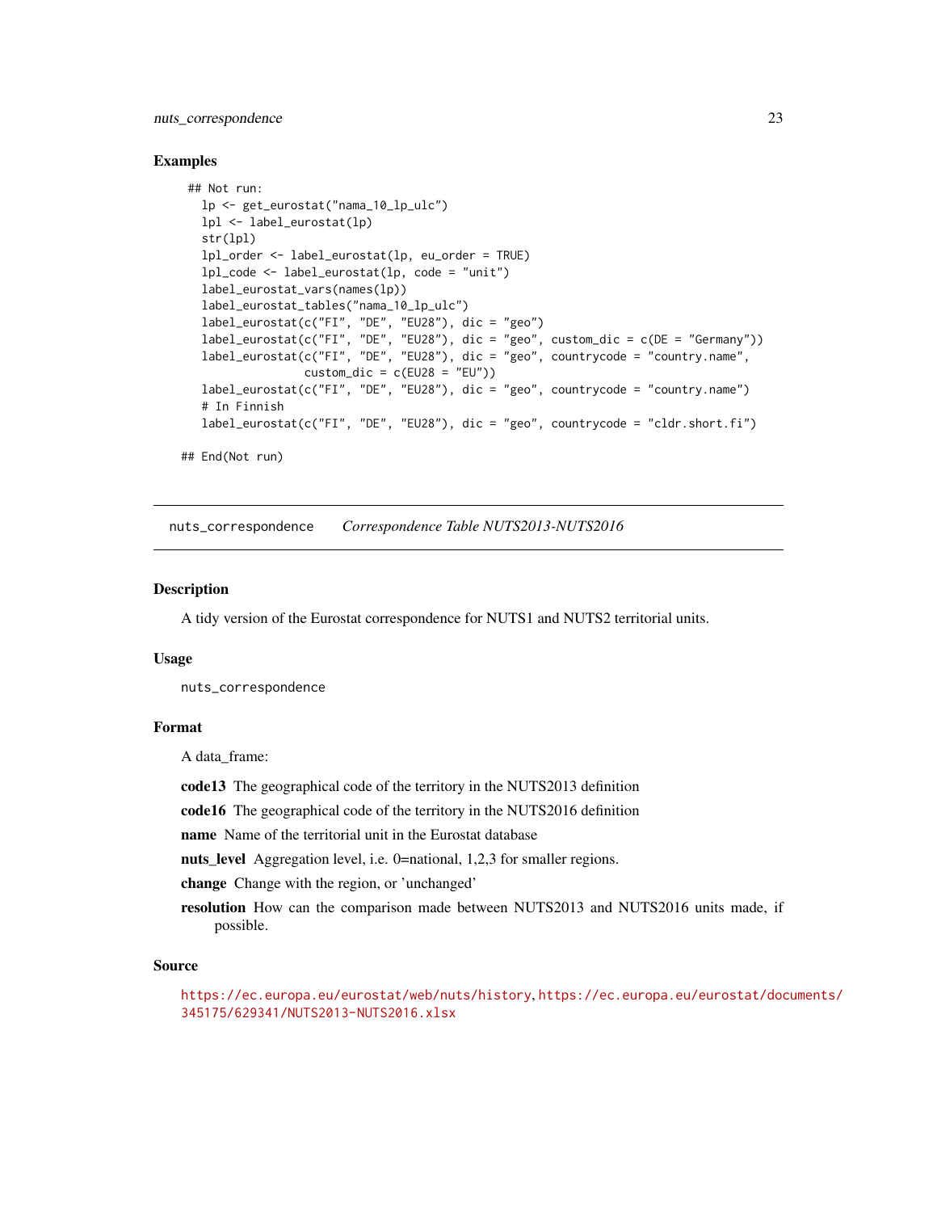### Examples

```
 ## Not run:
   lp <- get_eurostat("nama_10_lp_ulc")
   lpl <- label_eurostat(lp)
   str(lpl)
   lpl_order <- label_eurostat(lp, eu_order = TRUE)
   lpl_code <- label_eurostat(lp, code = "unit")
   label_eurostat_vars(names(lp))
   label_eurostat_tables("nama_10_lp_ulc")
   label_eurostat(c("FI", "DE", "EU28"), dic = "geo")
   label_eurostat(c("FI", "DE", "EU28"), dic = "geo", custom_dic = c(DE = "Germany"))
   label_eurostat(c("FI", "DE", "EU28"), dic = "geo", countrycode = "country.name",
                  custom_dic = c(EU28 = "EU"))
   label_eurostat(c("FI", "DE", "EU28"), dic = "geo", countrycode = "country.name")
   # In Finnish
   label_eurostat(c("FI", "DE", "EU28"), dic = "geo", countrycode = "cldr.short.fi")

## End(Not run)
```

## nuts_correspondence *Correspondence Table NUTS2013-NUTS2016*

### Description

A tidy version of the Eurostat correspondence for NUTS1 and NUTS2 territorial units.

### Usage

```
nuts_correspondence
```

### Format

A data_frame:

**code13** The geographical code of the territory in the NUTS2013 definition

**code16** The geographical code of the territory in the NUTS2016 definition

**name** Name of the territorial unit in the Eurostat database

**nuts_level** Aggregation level, i.e. 0=national, 1,2,3 for smaller regions.

**change** Change with the region, or 'unchanged'

**resolution** How can the comparison made between NUTS2013 and NUTS2016 units made, if possible.

### Source

https://ec.europa.eu/eurostat/web/nuts/history, https://ec.europa.eu/eurostat/documents/345175/629341/NUTS2013-NUTS2016.xlsx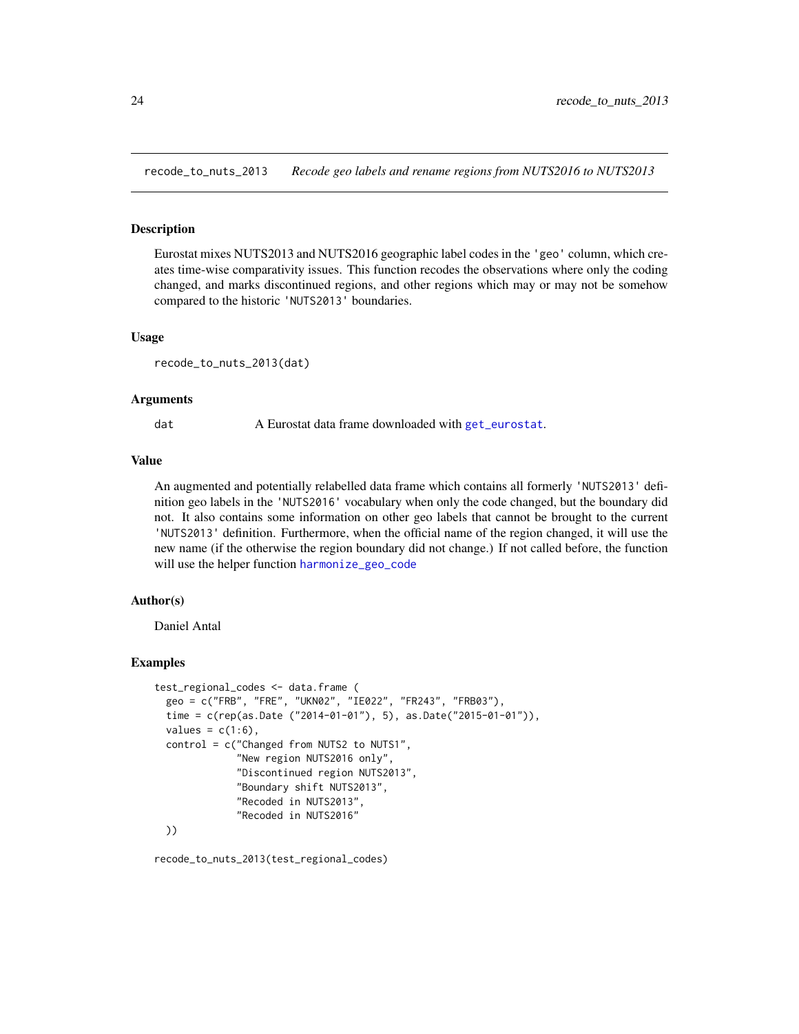# recode_to_nuts_2013 — *Recode geo labels and rename regions from NUTS2016 to NUTS2013*

## Description

Eurostat mixes NUTS2013 and NUTS2016 geographic label codes in the `'geo'` column, which creates time-wise comparativity issues. This function recodes the observations where only the coding changed, and marks discontinued regions, and other regions which may or may not be somehow compared to the historic `'NUTS2013'` boundaries.

## Usage

```
recode_to_nuts_2013(dat)
```

## Arguments

| | |
|---|---|
| dat | A Eurostat data frame downloaded with get_eurostat. |

## Value

An augmented and potentially relabelled data frame which contains all formerly `'NUTS2013'` definition geo labels in the `'NUTS2016'` vocabulary when only the code changed, but the boundary did not. It also contains some information on other geo labels that cannot be brought to the current `'NUTS2013'` definition. Furthermore, when the official name of the region changed, it will use the new name (if the otherwise the region boundary did not change.) If not called before, the function will use the helper function harmonize_geo_code

## Author(s)

Daniel Antal

## Examples

```
test_regional_codes <- data.frame (
  geo = c("FRB", "FRE", "UKN02", "IE022", "FR243", "FRB03"),
  time = c(rep(as.Date ("2014-01-01"), 5), as.Date("2015-01-01")),
  values = c(1:6),
  control = c("Changed from NUTS2 to NUTS1",
              "New region NUTS2016 only",
              "Discontinued region NUTS2013",
              "Boundary shift NUTS2013",
              "Recoded in NUTS2013",
              "Recoded in NUTS2016"
  ))

recode_to_nuts_2013(test_regional_codes)
```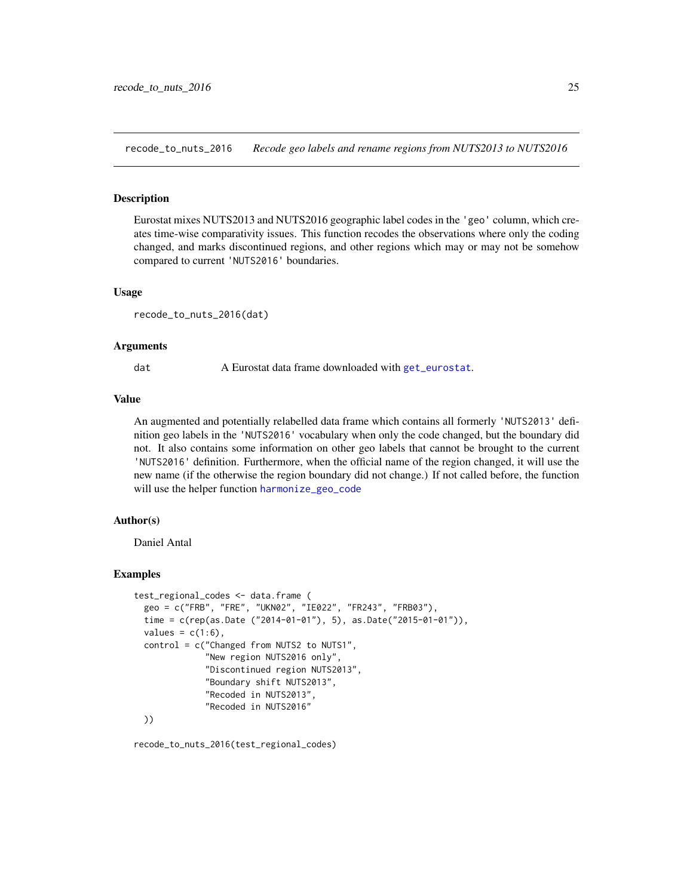## recode_to_nuts_2016 — *Recode geo labels and rename regions from NUTS2013 to NUTS2016*

### Description

Eurostat mixes NUTS2013 and NUTS2016 geographic label codes in the `'geo'` column, which creates time-wise comparativity issues. This function recodes the observations where only the coding changed, and marks discontinued regions, and other regions which may or may not be somehow compared to current `'NUTS2016'` boundaries.

### Usage

```
recode_to_nuts_2016(dat)
```

### Arguments

| | |
|---|---|
| `dat` | A Eurostat data frame downloaded with `get_eurostat`. |

### Value

An augmented and potentially relabelled data frame which contains all formerly `'NUTS2013'` definition geo labels in the `'NUTS2016'` vocabulary when only the code changed, but the boundary did not. It also contains some information on other geo labels that cannot be brought to the current `'NUTS2016'` definition. Furthermore, when the official name of the region changed, it will use the new name (if the otherwise the region boundary did not change.) If not called before, the function will use the helper function `harmonize_geo_code`

### Author(s)

Daniel Antal

### Examples

```
test_regional_codes <- data.frame (
  geo = c("FRB", "FRE", "UKN02", "IE022", "FR243", "FRB03"),
  time = c(rep(as.Date ("2014-01-01"), 5), as.Date("2015-01-01")),
  values = c(1:6),
  control = c("Changed from NUTS2 to NUTS1",
              "New region NUTS2016 only",
              "Discontinued region NUTS2013",
              "Boundary shift NUTS2013",
              "Recoded in NUTS2013",
              "Recoded in NUTS2016"
  ))

recode_to_nuts_2016(test_regional_codes)
```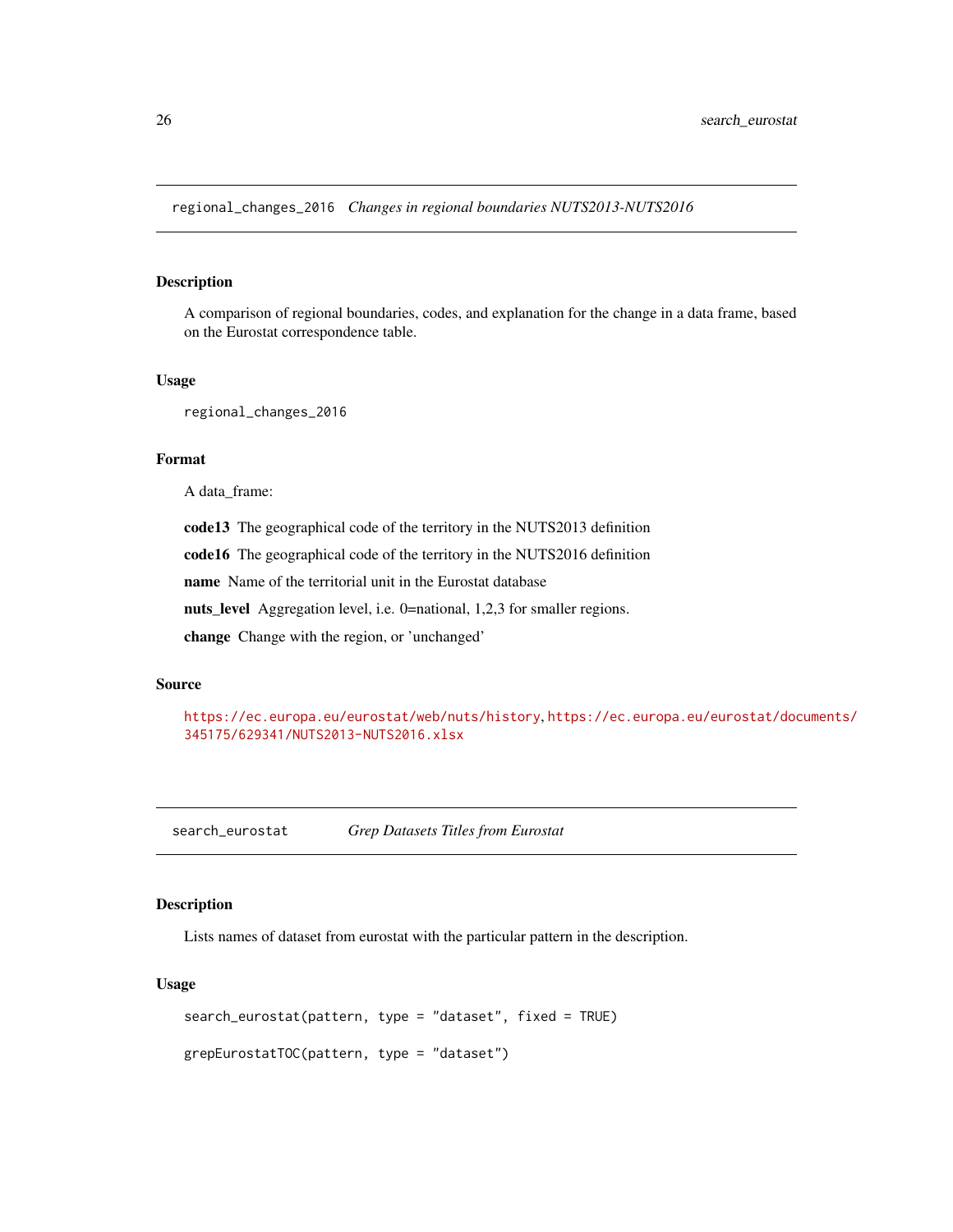## regional_changes_2016 *Changes in regional boundaries NUTS2013-NUTS2016*

### Description

A comparison of regional boundaries, codes, and explanation for the change in a data frame, based on the Eurostat correspondence table.

### Usage

```
regional_changes_2016
```

### Format

A data_frame:

**code13** The geographical code of the territory in the NUTS2013 definition

**code16** The geographical code of the territory in the NUTS2016 definition

**name** Name of the territorial unit in the Eurostat database

**nuts_level** Aggregation level, i.e. 0=national, 1,2,3 for smaller regions.

**change** Change with the region, or 'unchanged'

### Source

https://ec.europa.eu/eurostat/web/nuts/history, https://ec.europa.eu/eurostat/documents/345175/629341/NUTS2013-NUTS2016.xlsx

## search_eurostat *Grep Datasets Titles from Eurostat*

### Description

Lists names of dataset from eurostat with the particular pattern in the description.

### Usage

```
search_eurostat(pattern, type = "dataset", fixed = TRUE)

grepEurostatTOC(pattern, type = "dataset")
```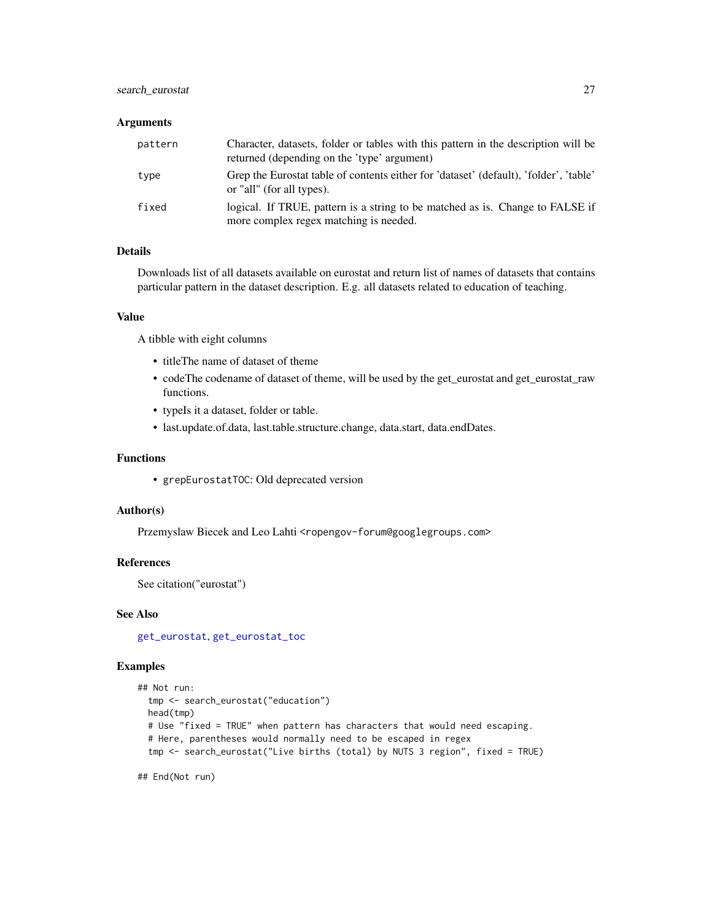### Arguments

| | |
|---|---|
| pattern | Character, datasets, folder or tables with this pattern in the description will be returned (depending on the 'type' argument) |
| type | Grep the Eurostat table of contents either for 'dataset' (default), 'folder', 'table' or "all" (for all types). |
| fixed | logical. If TRUE, pattern is a string to be matched as is. Change to FALSE if more complex regex matching is needed. |

### Details

Downloads list of all datasets available on eurostat and return list of names of datasets that contains particular pattern in the dataset description. E.g. all datasets related to education of teaching.

### Value

A tibble with eight columns

- titleThe name of dataset of theme
- codeThe codename of dataset of theme, will be used by the get_eurostat and get_eurostat_raw functions.
- typeIs it a dataset, folder or table.
- last.update.of.data, last.table.structure.change, data.start, data.endDates.

### Functions

- `grepEurostatTOC`: Old deprecated version

### Author(s)

Przemyslaw Biecek and Leo Lahti <ropengov-forum@googlegroups.com>

### References

See citation("eurostat")

### See Also

get_eurostat, get_eurostat_toc

### Examples

```
## Not run:
  tmp <- search_eurostat("education")
  head(tmp)
  # Use "fixed = TRUE" when pattern has characters that would need escaping.
  # Here, parentheses would normally need to be escaped in regex
  tmp <- search_eurostat("Live births (total) by NUTS 3 region", fixed = TRUE)

## End(Not run)
```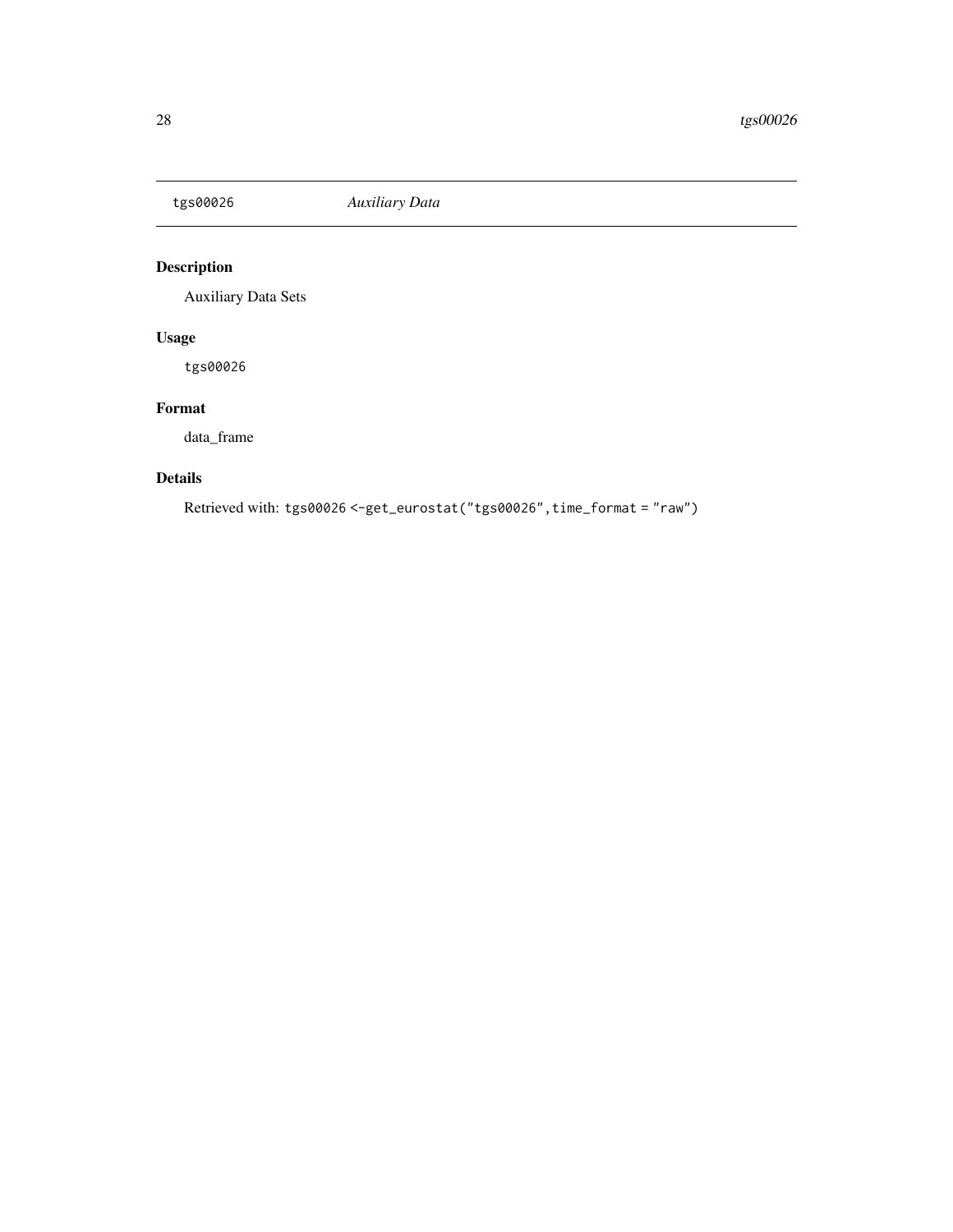tgs00026 *Auxiliary Data*

## Description

Auxiliary Data Sets

## Usage

```
tgs00026
```

## Format

data_frame

## Details

Retrieved with: `tgs00026 <-get_eurostat("tgs00026",time_format = "raw")`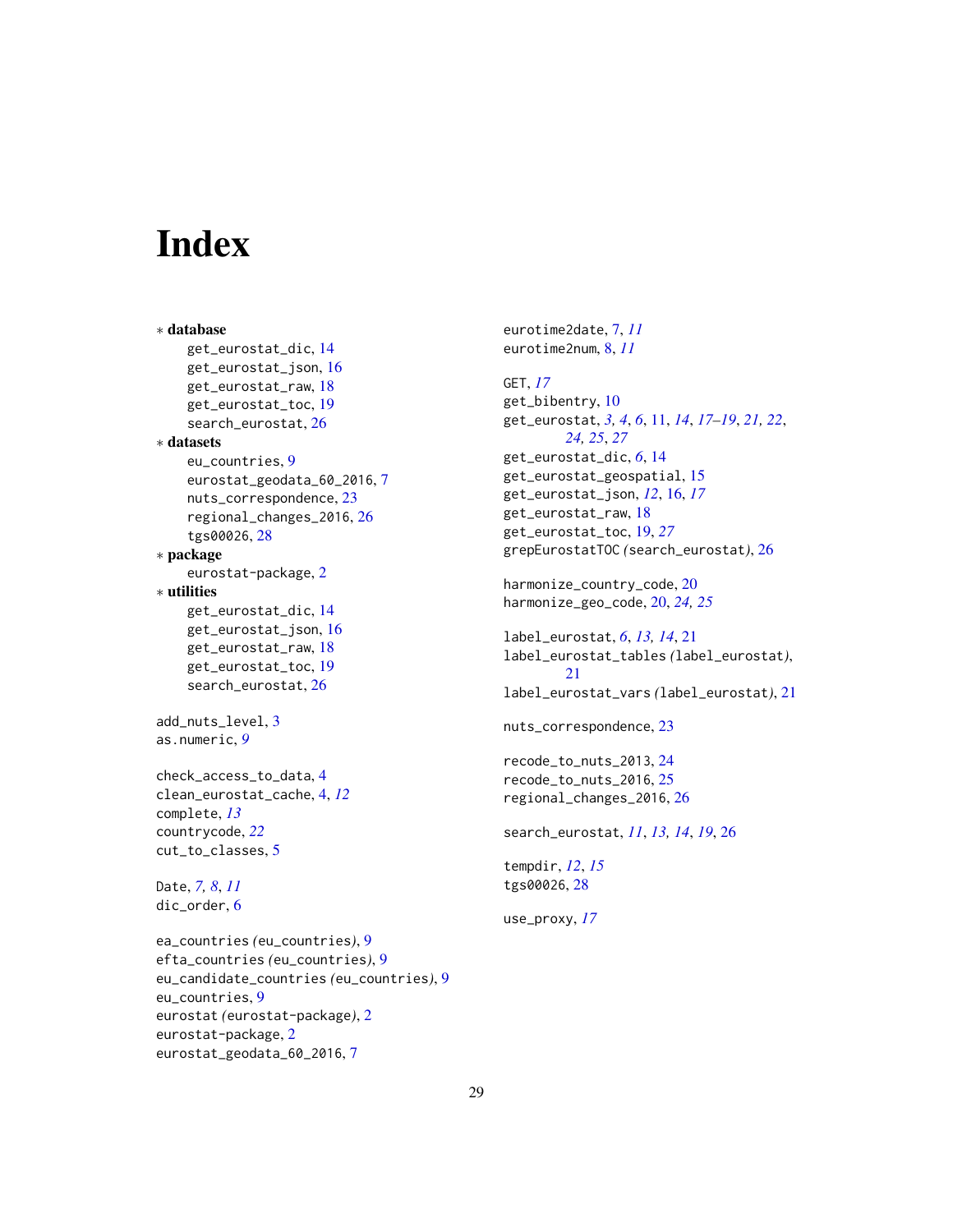# Index

∗ **database**

get_eurostat_dic, 14
get_eurostat_json, 16
get_eurostat_raw, 18
get_eurostat_toc, 19
search_eurostat, 26

∗ **datasets**

eu_countries, 9
eurostat_geodata_60_2016, 7
nuts_correspondence, 23
regional_changes_2016, 26
tgs00026, 28

∗ **package**

eurostat-package, 2

∗ **utilities**

get_eurostat_dic, 14
get_eurostat_json, 16
get_eurostat_raw, 18
get_eurostat_toc, 19
search_eurostat, 26

add_nuts_level, 3
as.numeric, *9*

check_access_to_data, 4
clean_eurostat_cache, 4, *12*
complete, *13*
countrycode, *22*
cut_to_classes, 5

Date, *7, 8*, *11*
dic_order, 6

ea_countries *(*eu_countries*)*, 9
efta_countries *(*eu_countries*)*, 9
eu_candidate_countries *(*eu_countries*)*, 9
eu_countries, 9
eurostat *(*eurostat-package*)*, 2
eurostat-package, 2
eurostat_geodata_60_2016, 7

eurotime2date, 7, *11*
eurotime2num, 8, *11*

GET, *17*
get_bibentry, 10
get_eurostat, *3, 4*, *6*, 11, *14*, *17–19*, *21, 22*, *24, 25*, *27*
get_eurostat_dic, *6*, 14
get_eurostat_geospatial, 15
get_eurostat_json, *12*, 16, *17*
get_eurostat_raw, 18
get_eurostat_toc, 19, *27*
grepEurostatTOC *(*search_eurostat*)*, 26

harmonize_country_code, 20
harmonize_geo_code, 20, *24, 25*

label_eurostat, *6*, *13, 14*, 21
label_eurostat_tables *(*label_eurostat*)*, 21
label_eurostat_vars *(*label_eurostat*)*, 21

nuts_correspondence, 23

recode_to_nuts_2013, 24
recode_to_nuts_2016, 25
regional_changes_2016, 26

search_eurostat, *11*, *13, 14*, *19*, 26

tempdir, *12*, *15*
tgs00026, 28

use_proxy, *17*